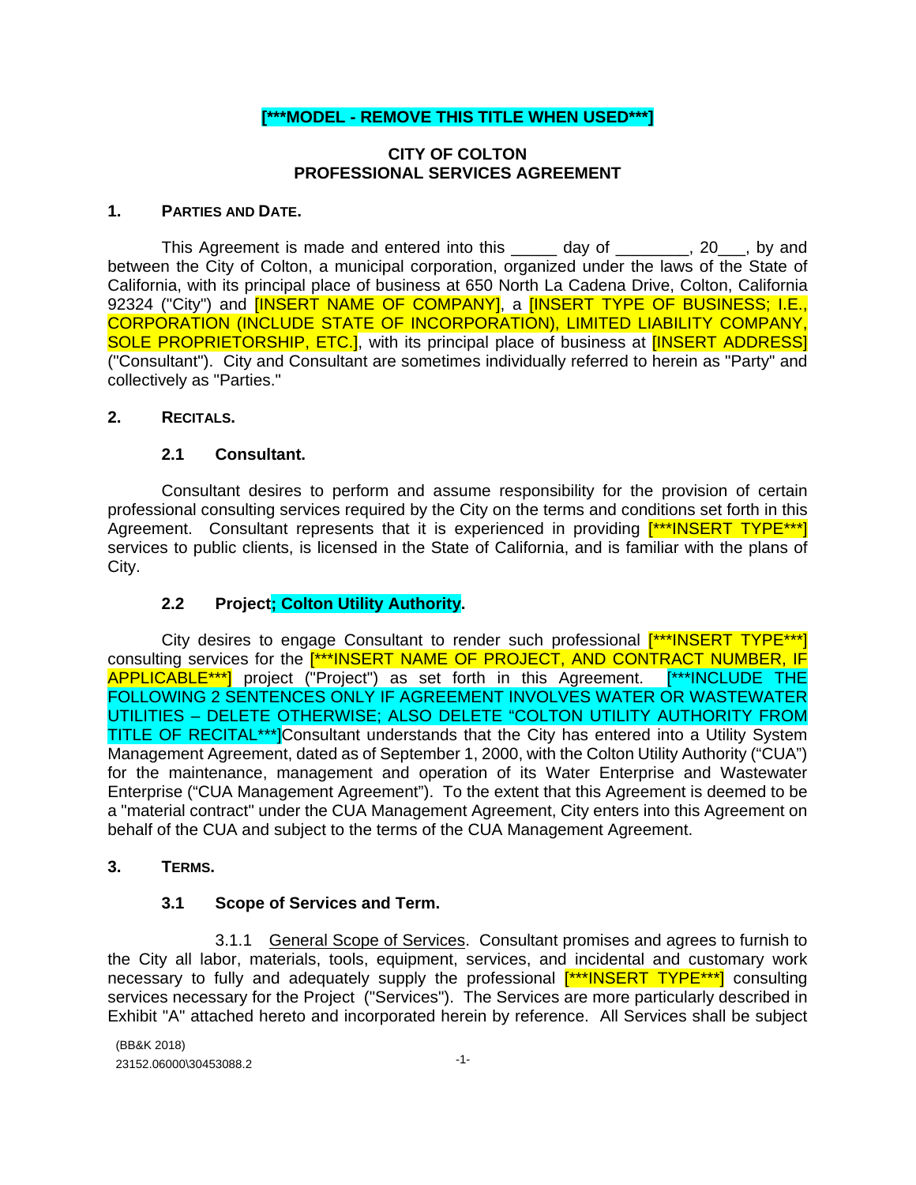**[***MODEL - REMOVE THIS TITLE WHEN USED***]**

**CITY OF COLTON**
**PROFESSIONAL SERVICES AGREEMENT**

## 1. PARTIES AND DATE.

This Agreement is made and entered into this _____ day of ________, 20___, by and between the City of Colton, a municipal corporation, organized under the laws of the State of California, with its principal place of business at 650 North La Cadena Drive, Colton, California 92324 ("City") and [INSERT NAME OF COMPANY], a [INSERT TYPE OF BUSINESS; I.E., CORPORATION (INCLUDE STATE OF INCORPORATION), LIMITED LIABILITY COMPANY, SOLE PROPRIETORSHIP, ETC.], with its principal place of business at [INSERT ADDRESS] ("Consultant"). City and Consultant are sometimes individually referred to herein as "Party" and collectively as "Parties."

## 2. RECITALS.

### 2.1 Consultant.

Consultant desires to perform and assume responsibility for the provision of certain professional consulting services required by the City on the terms and conditions set forth in this Agreement. Consultant represents that it is experienced in providing [***INSERT TYPE***] services to public clients, is licensed in the State of California, and is familiar with the plans of City.

### 2.2 Project; Colton Utility Authority.

City desires to engage Consultant to render such professional [***INSERT TYPE***] consulting services for the [***INSERT NAME OF PROJECT, AND CONTRACT NUMBER, IF APPLICABLE***] project ("Project") as set forth in this Agreement. [***INCLUDE THE FOLLOWING 2 SENTENCES ONLY IF AGREEMENT INVOLVES WATER OR WASTEWATER UTILITIES – DELETE OTHERWISE; ALSO DELETE "COLTON UTILITY AUTHORITY FROM TITLE OF RECITAL***]Consultant understands that the City has entered into a Utility System Management Agreement, dated as of September 1, 2000, with the Colton Utility Authority ("CUA") for the maintenance, management and operation of its Water Enterprise and Wastewater Enterprise ("CUA Management Agreement"). To the extent that this Agreement is deemed to be a "material contract" under the CUA Management Agreement, City enters into this Agreement on behalf of the CUA and subject to the terms of the CUA Management Agreement.

## 3. TERMS.

### 3.1 Scope of Services and Term.

3.1.1 General Scope of Services. Consultant promises and agrees to furnish to the City all labor, materials, tools, equipment, services, and incidental and customary work necessary to fully and adequately supply the professional [***INSERT TYPE***] consulting services necessary for the Project ("Services"). The Services are more particularly described in Exhibit "A" attached hereto and incorporated herein by reference. All Services shall be subject

(BB&K 2018)
23152.06000\30453088.2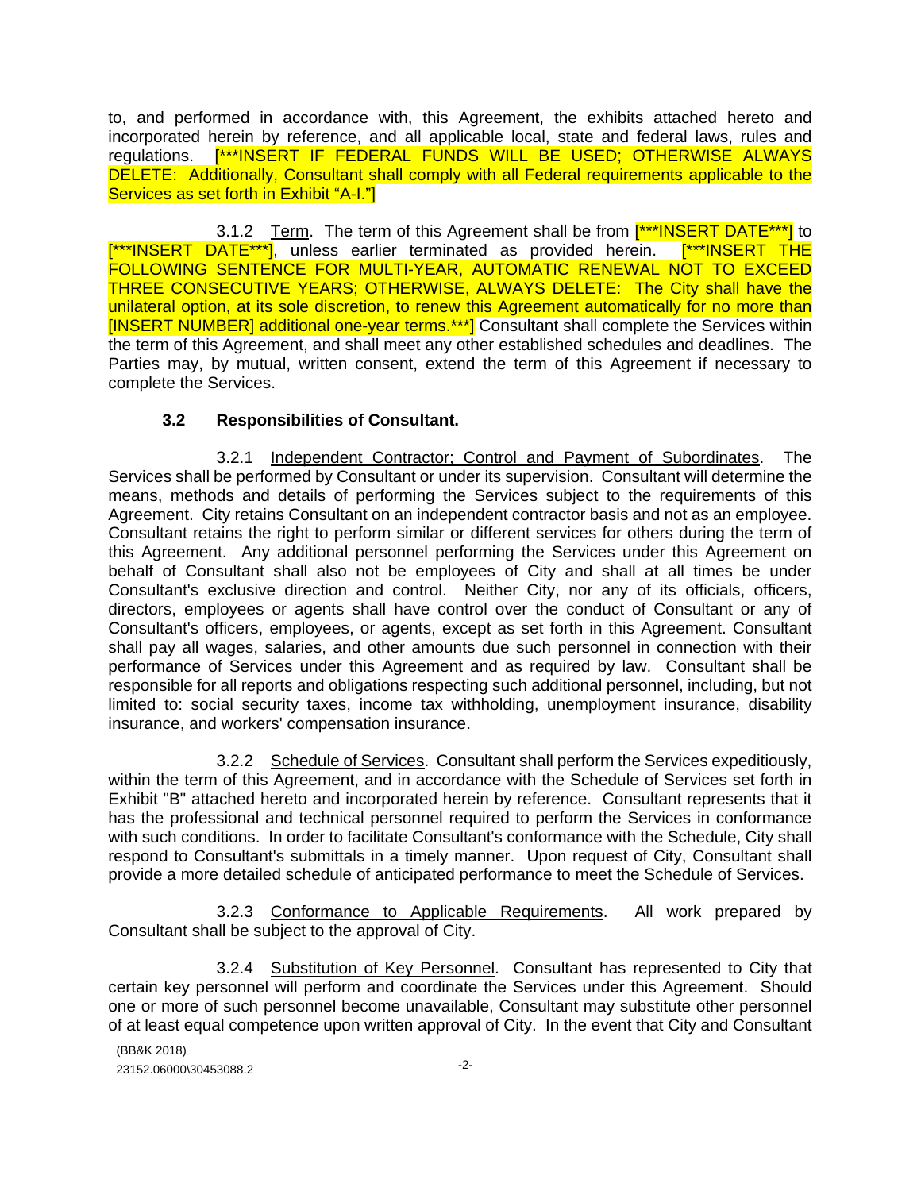to, and performed in accordance with, this Agreement, the exhibits attached hereto and incorporated herein by reference, and all applicable local, state and federal laws, rules and regulations. [***INSERT IF FEDERAL FUNDS WILL BE USED; OTHERWISE ALWAYS DELETE: Additionally, Consultant shall comply with all Federal requirements applicable to the Services as set forth in Exhibit "A-I."]

3.1.2 Term. The term of this Agreement shall be from [***INSERT DATE***] to [***INSERT DATE***], unless earlier terminated as provided herein. [***INSERT THE FOLLOWING SENTENCE FOR MULTI-YEAR, AUTOMATIC RENEWAL NOT TO EXCEED THREE CONSECUTIVE YEARS; OTHERWISE, ALWAYS DELETE: The City shall have the unilateral option, at its sole discretion, to renew this Agreement automatically for no more than [INSERT NUMBER] additional one-year terms.***] Consultant shall complete the Services within the term of this Agreement, and shall meet any other established schedules and deadlines. The Parties may, by mutual, written consent, extend the term of this Agreement if necessary to complete the Services.

**3.2 Responsibilities of Consultant.**

3.2.1 Independent Contractor; Control and Payment of Subordinates. The Services shall be performed by Consultant or under its supervision. Consultant will determine the means, methods and details of performing the Services subject to the requirements of this Agreement. City retains Consultant on an independent contractor basis and not as an employee. Consultant retains the right to perform similar or different services for others during the term of this Agreement. Any additional personnel performing the Services under this Agreement on behalf of Consultant shall also not be employees of City and shall at all times be under Consultant's exclusive direction and control. Neither City, nor any of its officials, officers, directors, employees or agents shall have control over the conduct of Consultant or any of Consultant's officers, employees, or agents, except as set forth in this Agreement. Consultant shall pay all wages, salaries, and other amounts due such personnel in connection with their performance of Services under this Agreement and as required by law. Consultant shall be responsible for all reports and obligations respecting such additional personnel, including, but not limited to: social security taxes, income tax withholding, unemployment insurance, disability insurance, and workers' compensation insurance.

3.2.2 Schedule of Services. Consultant shall perform the Services expeditiously, within the term of this Agreement, and in accordance with the Schedule of Services set forth in Exhibit "B" attached hereto and incorporated herein by reference. Consultant represents that it has the professional and technical personnel required to perform the Services in conformance with such conditions. In order to facilitate Consultant's conformance with the Schedule, City shall respond to Consultant's submittals in a timely manner. Upon request of City, Consultant shall provide a more detailed schedule of anticipated performance to meet the Schedule of Services.

3.2.3 Conformance to Applicable Requirements. All work prepared by Consultant shall be subject to the approval of City.

3.2.4 Substitution of Key Personnel. Consultant has represented to City that certain key personnel will perform and coordinate the Services under this Agreement. Should one or more of such personnel become unavailable, Consultant may substitute other personnel of at least equal competence upon written approval of City. In the event that City and Consultant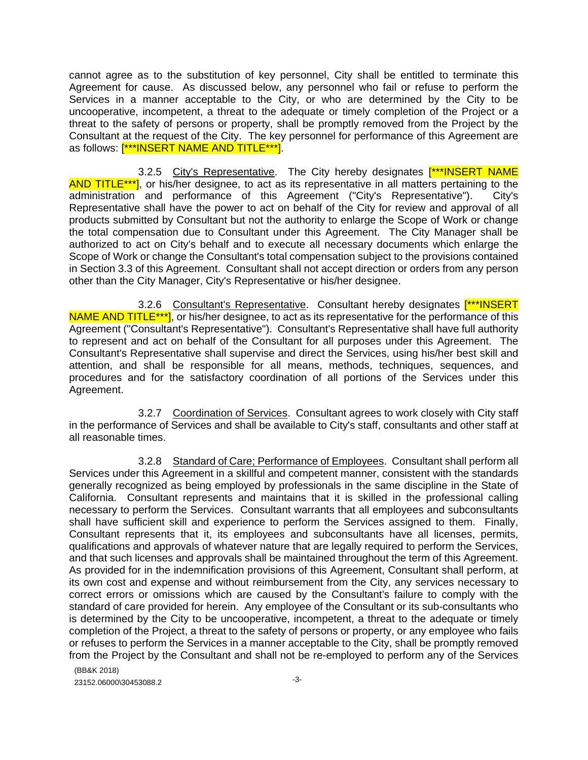cannot agree as to the substitution of key personnel, City shall be entitled to terminate this Agreement for cause. As discussed below, any personnel who fail or refuse to perform the Services in a manner acceptable to the City, or who are determined by the City to be uncooperative, incompetent, a threat to the adequate or timely completion of the Project or a threat to the safety of persons or property, shall be promptly removed from the Project by the Consultant at the request of the City. The key personnel for performance of this Agreement are as follows: [***INSERT NAME AND TITLE***].

3.2.5 City's Representative. The City hereby designates [***INSERT NAME AND TITLE***], or his/her designee, to act as its representative in all matters pertaining to the administration and performance of this Agreement ("City's Representative"). City's Representative shall have the power to act on behalf of the City for review and approval of all products submitted by Consultant but not the authority to enlarge the Scope of Work or change the total compensation due to Consultant under this Agreement. The City Manager shall be authorized to act on City's behalf and to execute all necessary documents which enlarge the Scope of Work or change the Consultant's total compensation subject to the provisions contained in Section 3.3 of this Agreement. Consultant shall not accept direction or orders from any person other than the City Manager, City's Representative or his/her designee.

3.2.6 Consultant's Representative. Consultant hereby designates [***INSERT NAME AND TITLE***], or his/her designee, to act as its representative for the performance of this Agreement ("Consultant's Representative"). Consultant's Representative shall have full authority to represent and act on behalf of the Consultant for all purposes under this Agreement. The Consultant's Representative shall supervise and direct the Services, using his/her best skill and attention, and shall be responsible for all means, methods, techniques, sequences, and procedures and for the satisfactory coordination of all portions of the Services under this Agreement.

3.2.7 Coordination of Services. Consultant agrees to work closely with City staff in the performance of Services and shall be available to City's staff, consultants and other staff at all reasonable times.

3.2.8 Standard of Care; Performance of Employees. Consultant shall perform all Services under this Agreement in a skillful and competent manner, consistent with the standards generally recognized as being employed by professionals in the same discipline in the State of California. Consultant represents and maintains that it is skilled in the professional calling necessary to perform the Services. Consultant warrants that all employees and subconsultants shall have sufficient skill and experience to perform the Services assigned to them. Finally, Consultant represents that it, its employees and subconsultants have all licenses, permits, qualifications and approvals of whatever nature that are legally required to perform the Services, and that such licenses and approvals shall be maintained throughout the term of this Agreement. As provided for in the indemnification provisions of this Agreement, Consultant shall perform, at its own cost and expense and without reimbursement from the City, any services necessary to correct errors or omissions which are caused by the Consultant's failure to comply with the standard of care provided for herein. Any employee of the Consultant or its sub-consultants who is determined by the City to be uncooperative, incompetent, a threat to the adequate or timely completion of the Project, a threat to the safety of persons or property, or any employee who fails or refuses to perform the Services in a manner acceptable to the City, shall be promptly removed from the Project by the Consultant and shall not be re-employed to perform any of the Services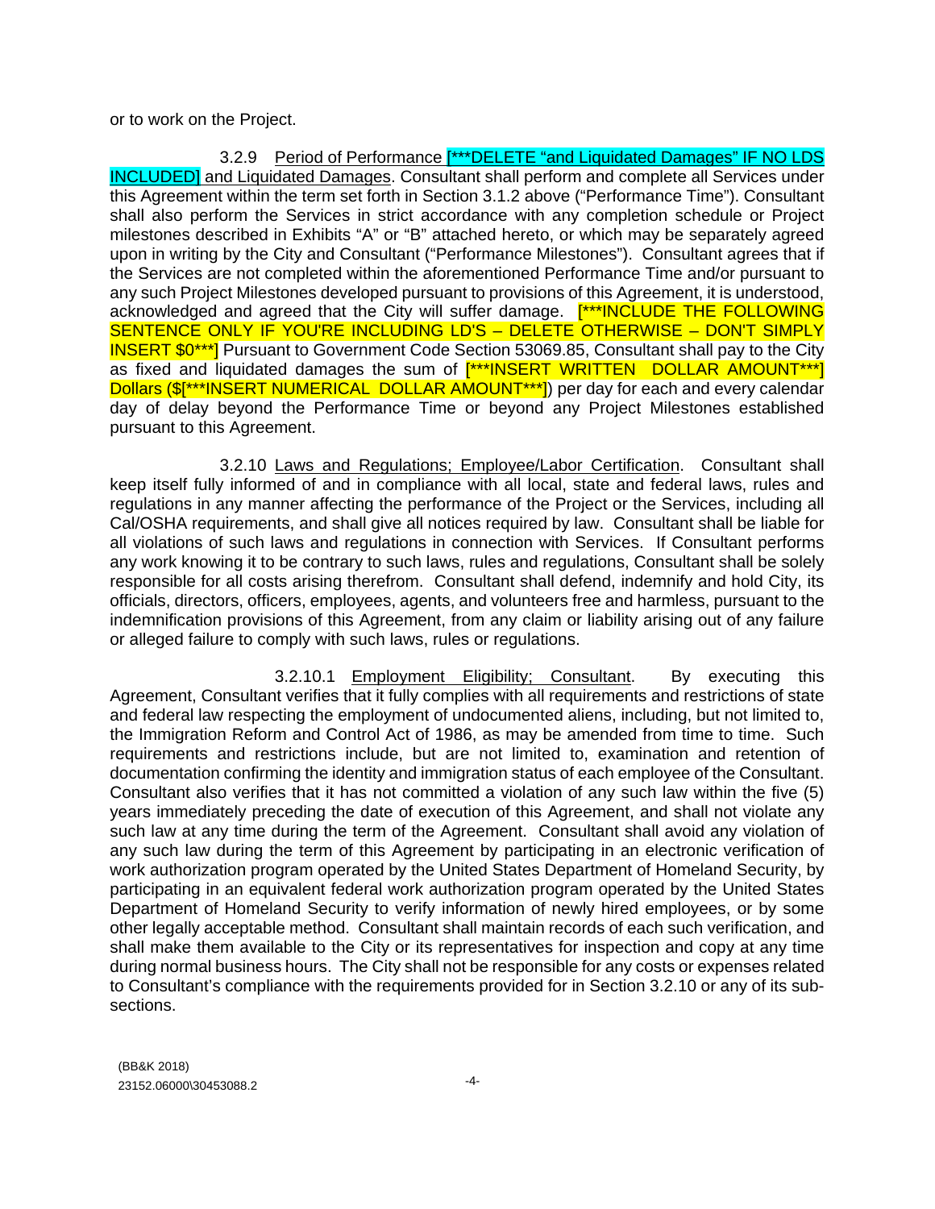or to work on the Project.

3.2.9 Period of Performance [***DELETE "and Liquidated Damages" IF NO LDS INCLUDED] and Liquidated Damages. Consultant shall perform and complete all Services under this Agreement within the term set forth in Section 3.1.2 above ("Performance Time"). Consultant shall also perform the Services in strict accordance with any completion schedule or Project milestones described in Exhibits "A" or "B" attached hereto, or which may be separately agreed upon in writing by the City and Consultant ("Performance Milestones"). Consultant agrees that if the Services are not completed within the aforementioned Performance Time and/or pursuant to any such Project Milestones developed pursuant to provisions of this Agreement, it is understood, acknowledged and agreed that the City will suffer damage. [***INCLUDE THE FOLLOWING SENTENCE ONLY IF YOU'RE INCLUDING LD'S – DELETE OTHERWISE – DON'T SIMPLY INSERT $0***] Pursuant to Government Code Section 53069.85, Consultant shall pay to the City as fixed and liquidated damages the sum of [***INSERT WRITTEN DOLLAR AMOUNT***] Dollars ($[***INSERT NUMERICAL DOLLAR AMOUNT***]) per day for each and every calendar day of delay beyond the Performance Time or beyond any Project Milestones established pursuant to this Agreement.

3.2.10 Laws and Regulations; Employee/Labor Certification. Consultant shall keep itself fully informed of and in compliance with all local, state and federal laws, rules and regulations in any manner affecting the performance of the Project or the Services, including all Cal/OSHA requirements, and shall give all notices required by law. Consultant shall be liable for all violations of such laws and regulations in connection with Services. If Consultant performs any work knowing it to be contrary to such laws, rules and regulations, Consultant shall be solely responsible for all costs arising therefrom. Consultant shall defend, indemnify and hold City, its officials, directors, officers, employees, agents, and volunteers free and harmless, pursuant to the indemnification provisions of this Agreement, from any claim or liability arising out of any failure or alleged failure to comply with such laws, rules or regulations.

3.2.10.1 Employment Eligibility; Consultant. By executing this Agreement, Consultant verifies that it fully complies with all requirements and restrictions of state and federal law respecting the employment of undocumented aliens, including, but not limited to, the Immigration Reform and Control Act of 1986, as may be amended from time to time. Such requirements and restrictions include, but are not limited to, examination and retention of documentation confirming the identity and immigration status of each employee of the Consultant. Consultant also verifies that it has not committed a violation of any such law within the five (5) years immediately preceding the date of execution of this Agreement, and shall not violate any such law at any time during the term of the Agreement. Consultant shall avoid any violation of any such law during the term of this Agreement by participating in an electronic verification of work authorization program operated by the United States Department of Homeland Security, by participating in an equivalent federal work authorization program operated by the United States Department of Homeland Security to verify information of newly hired employees, or by some other legally acceptable method. Consultant shall maintain records of each such verification, and shall make them available to the City or its representatives for inspection and copy at any time during normal business hours. The City shall not be responsible for any costs or expenses related to Consultant's compliance with the requirements provided for in Section 3.2.10 or any of its sub-sections.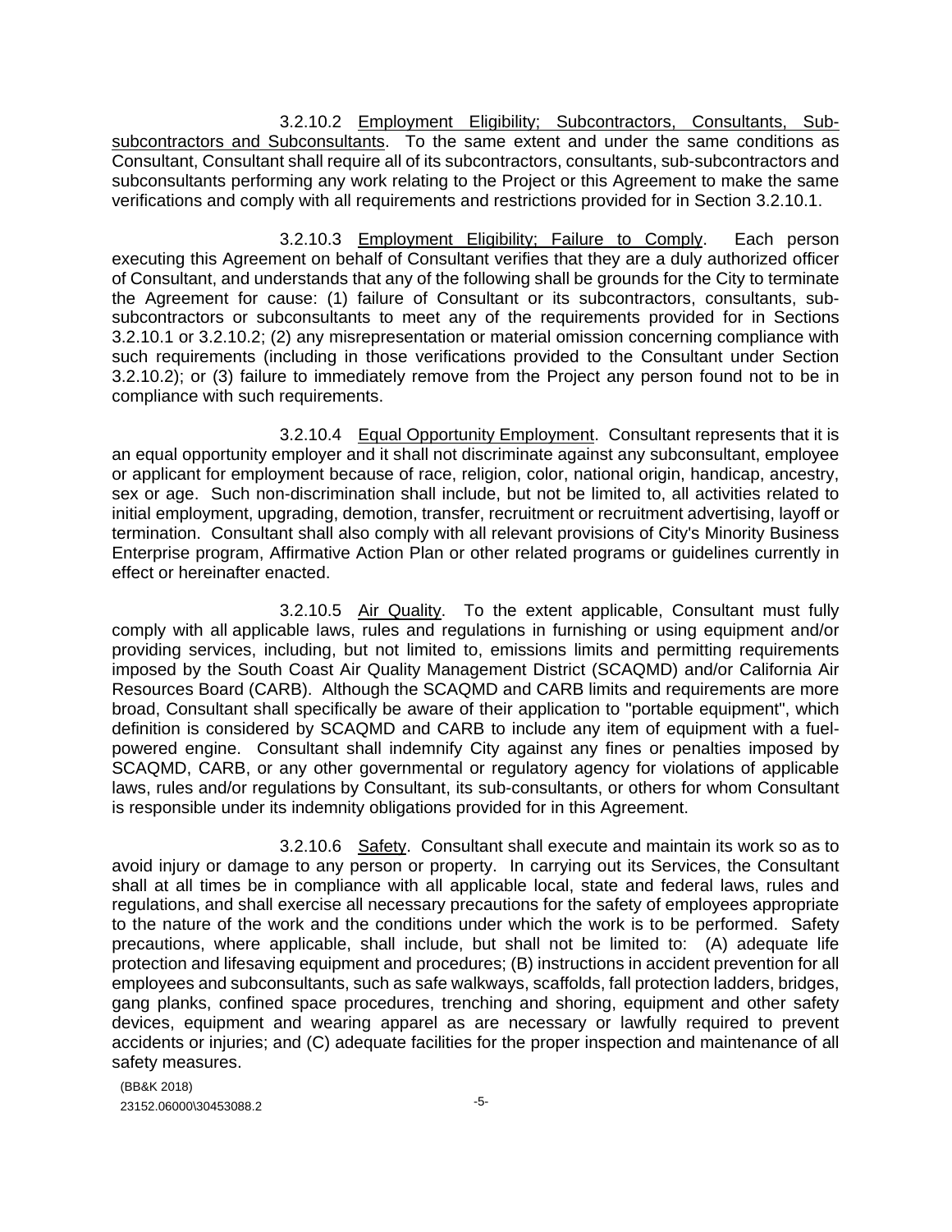3.2.10.2 Employment Eligibility; Subcontractors, Consultants, Sub-subcontractors and Subconsultants. To the same extent and under the same conditions as Consultant, Consultant shall require all of its subcontractors, consultants, sub-subcontractors and subconsultants performing any work relating to the Project or this Agreement to make the same verifications and comply with all requirements and restrictions provided for in Section 3.2.10.1.

3.2.10.3 Employment Eligibility; Failure to Comply. Each person executing this Agreement on behalf of Consultant verifies that they are a duly authorized officer of Consultant, and understands that any of the following shall be grounds for the City to terminate the Agreement for cause: (1) failure of Consultant or its subcontractors, consultants, sub-subcontractors or subconsultants to meet any of the requirements provided for in Sections 3.2.10.1 or 3.2.10.2; (2) any misrepresentation or material omission concerning compliance with such requirements (including in those verifications provided to the Consultant under Section 3.2.10.2); or (3) failure to immediately remove from the Project any person found not to be in compliance with such requirements.

3.2.10.4 Equal Opportunity Employment. Consultant represents that it is an equal opportunity employer and it shall not discriminate against any subconsultant, employee or applicant for employment because of race, religion, color, national origin, handicap, ancestry, sex or age. Such non-discrimination shall include, but not be limited to, all activities related to initial employment, upgrading, demotion, transfer, recruitment or recruitment advertising, layoff or termination. Consultant shall also comply with all relevant provisions of City's Minority Business Enterprise program, Affirmative Action Plan or other related programs or guidelines currently in effect or hereinafter enacted.

3.2.10.5 Air Quality. To the extent applicable, Consultant must fully comply with all applicable laws, rules and regulations in furnishing or using equipment and/or providing services, including, but not limited to, emissions limits and permitting requirements imposed by the South Coast Air Quality Management District (SCAQMD) and/or California Air Resources Board (CARB). Although the SCAQMD and CARB limits and requirements are more broad, Consultant shall specifically be aware of their application to "portable equipment", which definition is considered by SCAQMD and CARB to include any item of equipment with a fuel-powered engine. Consultant shall indemnify City against any fines or penalties imposed by SCAQMD, CARB, or any other governmental or regulatory agency for violations of applicable laws, rules and/or regulations by Consultant, its sub-consultants, or others for whom Consultant is responsible under its indemnity obligations provided for in this Agreement.

3.2.10.6 Safety. Consultant shall execute and maintain its work so as to avoid injury or damage to any person or property. In carrying out its Services, the Consultant shall at all times be in compliance with all applicable local, state and federal laws, rules and regulations, and shall exercise all necessary precautions for the safety of employees appropriate to the nature of the work and the conditions under which the work is to be performed. Safety precautions, where applicable, shall include, but shall not be limited to: (A) adequate life protection and lifesaving equipment and procedures; (B) instructions in accident prevention for all employees and subconsultants, such as safe walkways, scaffolds, fall protection ladders, bridges, gang planks, confined space procedures, trenching and shoring, equipment and other safety devices, equipment and wearing apparel as are necessary or lawfully required to prevent accidents or injuries; and (C) adequate facilities for the proper inspection and maintenance of all safety measures.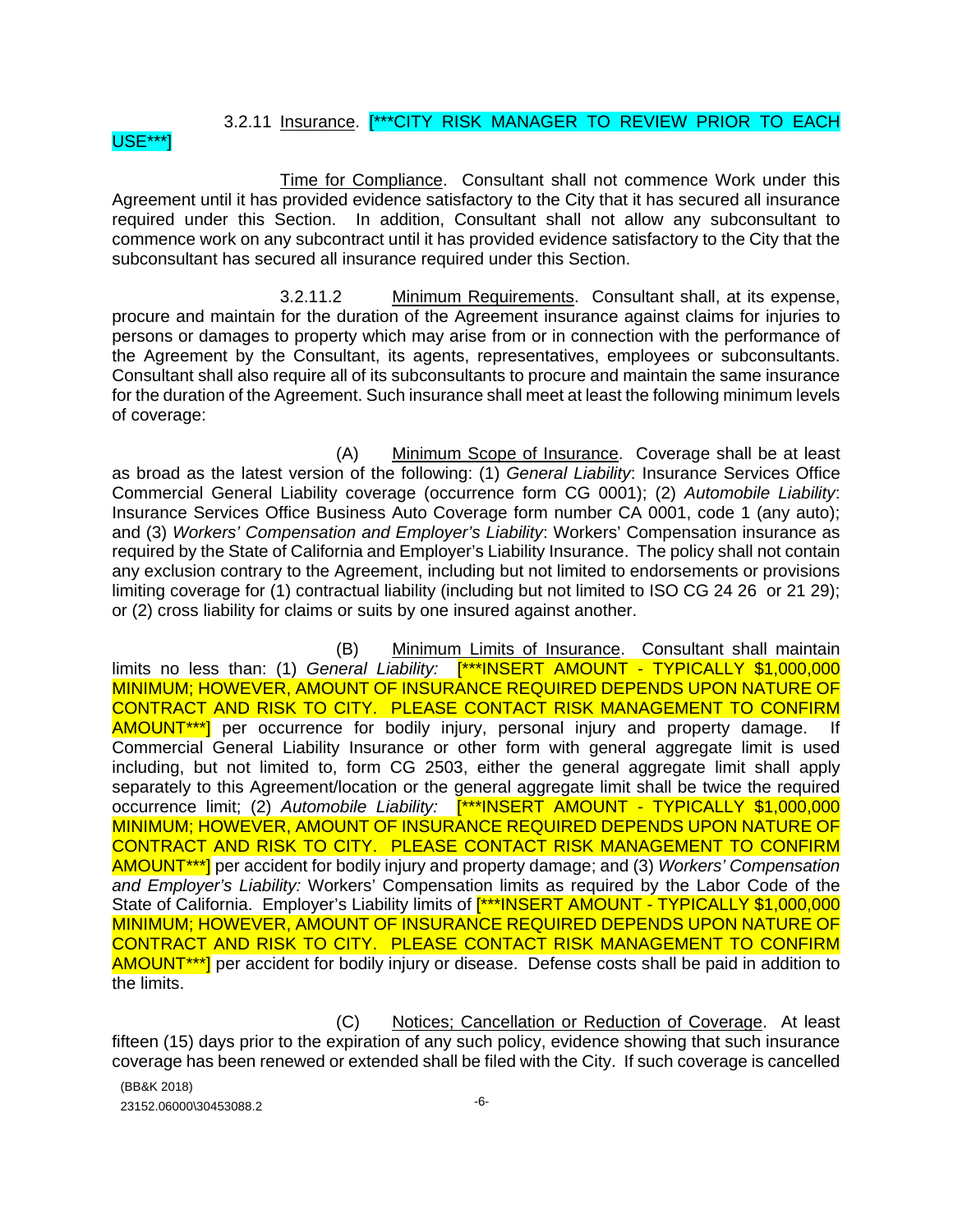3.2.11 Insurance. [***CITY RISK MANAGER TO REVIEW PRIOR TO EACH USE***]

Time for Compliance. Consultant shall not commence Work under this Agreement until it has provided evidence satisfactory to the City that it has secured all insurance required under this Section. In addition, Consultant shall not allow any subconsultant to commence work on any subcontract until it has provided evidence satisfactory to the City that the subconsultant has secured all insurance required under this Section.

3.2.11.2 Minimum Requirements. Consultant shall, at its expense, procure and maintain for the duration of the Agreement insurance against claims for injuries to persons or damages to property which may arise from or in connection with the performance of the Agreement by the Consultant, its agents, representatives, employees or subconsultants. Consultant shall also require all of its subconsultants to procure and maintain the same insurance for the duration of the Agreement. Such insurance shall meet at least the following minimum levels of coverage:

(A) Minimum Scope of Insurance. Coverage shall be at least as broad as the latest version of the following: (1) *General Liability*: Insurance Services Office Commercial General Liability coverage (occurrence form CG 0001); (2) *Automobile Liability*: Insurance Services Office Business Auto Coverage form number CA 0001, code 1 (any auto); and (3) *Workers' Compensation and Employer's Liability*: Workers' Compensation insurance as required by the State of California and Employer's Liability Insurance. The policy shall not contain any exclusion contrary to the Agreement, including but not limited to endorsements or provisions limiting coverage for (1) contractual liability (including but not limited to ISO CG 24 26 or 21 29); or (2) cross liability for claims or suits by one insured against another.

(B) Minimum Limits of Insurance. Consultant shall maintain limits no less than: (1) *General Liability:* [***INSERT AMOUNT - TYPICALLY $1,000,000 MINIMUM; HOWEVER, AMOUNT OF INSURANCE REQUIRED DEPENDS UPON NATURE OF CONTRACT AND RISK TO CITY. PLEASE CONTACT RISK MANAGEMENT TO CONFIRM AMOUNT***] per occurrence for bodily injury, personal injury and property damage. If Commercial General Liability Insurance or other form with general aggregate limit is used including, but not limited to, form CG 2503, either the general aggregate limit shall apply separately to this Agreement/location or the general aggregate limit shall be twice the required occurrence limit; (2) *Automobile Liability:* [***INSERT AMOUNT - TYPICALLY $1,000,000 MINIMUM; HOWEVER, AMOUNT OF INSURANCE REQUIRED DEPENDS UPON NATURE OF CONTRACT AND RISK TO CITY. PLEASE CONTACT RISK MANAGEMENT TO CONFIRM AMOUNT***] per accident for bodily injury and property damage; and (3) *Workers' Compensation and Employer's Liability:* Workers' Compensation limits as required by the Labor Code of the State of California. Employer's Liability limits of [***INSERT AMOUNT - TYPICALLY $1,000,000 MINIMUM; HOWEVER, AMOUNT OF INSURANCE REQUIRED DEPENDS UPON NATURE OF CONTRACT AND RISK TO CITY. PLEASE CONTACT RISK MANAGEMENT TO CONFIRM AMOUNT***] per accident for bodily injury or disease. Defense costs shall be paid in addition to the limits.

(C) Notices; Cancellation or Reduction of Coverage. At least fifteen (15) days prior to the expiration of any such policy, evidence showing that such insurance coverage has been renewed or extended shall be filed with the City. If such coverage is cancelled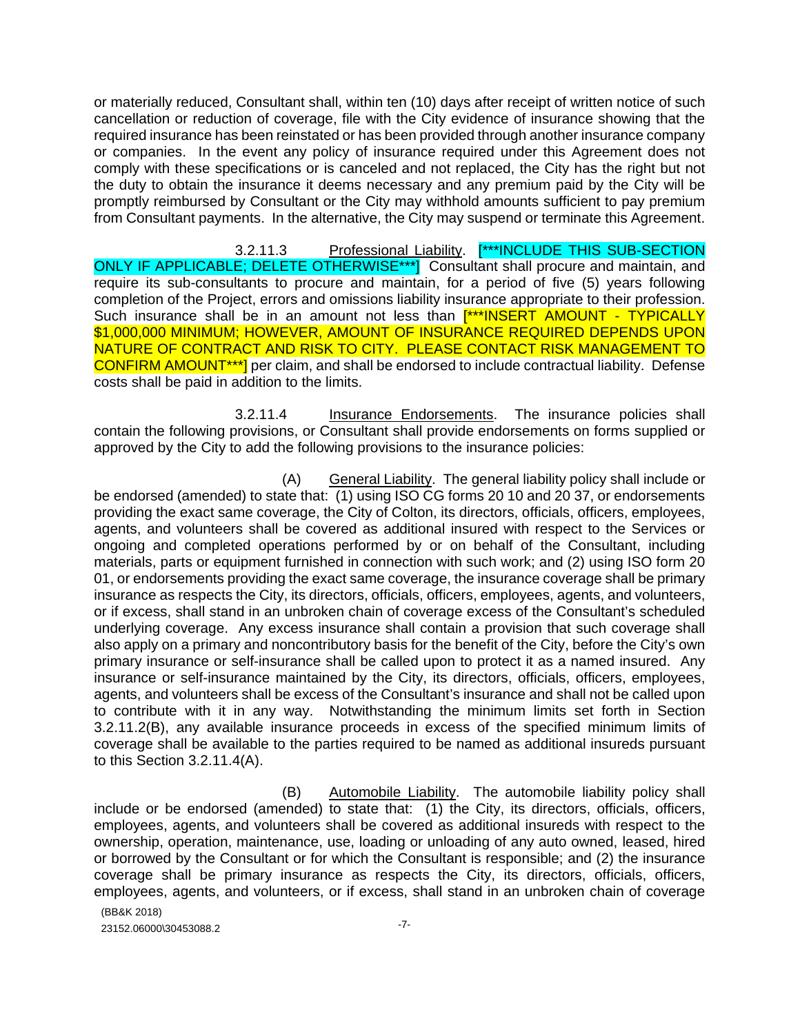or materially reduced, Consultant shall, within ten (10) days after receipt of written notice of such cancellation or reduction of coverage, file with the City evidence of insurance showing that the required insurance has been reinstated or has been provided through another insurance company or companies. In the event any policy of insurance required under this Agreement does not comply with these specifications or is canceled and not replaced, the City has the right but not the duty to obtain the insurance it deems necessary and any premium paid by the City will be promptly reimbursed by Consultant or the City may withhold amounts sufficient to pay premium from Consultant payments. In the alternative, the City may suspend or terminate this Agreement.

3.2.11.3 Professional Liability. [***INCLUDE THIS SUB-SECTION ONLY IF APPLICABLE; DELETE OTHERWISE***] Consultant shall procure and maintain, and require its sub-consultants to procure and maintain, for a period of five (5) years following completion of the Project, errors and omissions liability insurance appropriate to their profession. Such insurance shall be in an amount not less than [***INSERT AMOUNT - TYPICALLY $1,000,000 MINIMUM; HOWEVER, AMOUNT OF INSURANCE REQUIRED DEPENDS UPON NATURE OF CONTRACT AND RISK TO CITY. PLEASE CONTACT RISK MANAGEMENT TO CONFIRM AMOUNT***] per claim, and shall be endorsed to include contractual liability. Defense costs shall be paid in addition to the limits.

3.2.11.4 Insurance Endorsements. The insurance policies shall contain the following provisions, or Consultant shall provide endorsements on forms supplied or approved by the City to add the following provisions to the insurance policies:

(A) General Liability. The general liability policy shall include or be endorsed (amended) to state that: (1) using ISO CG forms 20 10 and 20 37, or endorsements providing the exact same coverage, the City of Colton, its directors, officials, officers, employees, agents, and volunteers shall be covered as additional insured with respect to the Services or ongoing and completed operations performed by or on behalf of the Consultant, including materials, parts or equipment furnished in connection with such work; and (2) using ISO form 20 01, or endorsements providing the exact same coverage, the insurance coverage shall be primary insurance as respects the City, its directors, officials, officers, employees, agents, and volunteers, or if excess, shall stand in an unbroken chain of coverage excess of the Consultant's scheduled underlying coverage. Any excess insurance shall contain a provision that such coverage shall also apply on a primary and noncontributory basis for the benefit of the City, before the City's own primary insurance or self-insurance shall be called upon to protect it as a named insured. Any insurance or self-insurance maintained by the City, its directors, officials, officers, employees, agents, and volunteers shall be excess of the Consultant's insurance and shall not be called upon to contribute with it in any way. Notwithstanding the minimum limits set forth in Section 3.2.11.2(B), any available insurance proceeds in excess of the specified minimum limits of coverage shall be available to the parties required to be named as additional insureds pursuant to this Section 3.2.11.4(A).

(B) Automobile Liability. The automobile liability policy shall include or be endorsed (amended) to state that: (1) the City, its directors, officials, officers, employees, agents, and volunteers shall be covered as additional insureds with respect to the ownership, operation, maintenance, use, loading or unloading of any auto owned, leased, hired or borrowed by the Consultant or for which the Consultant is responsible; and (2) the insurance coverage shall be primary insurance as respects the City, its directors, officials, officers, employees, agents, and volunteers, or if excess, shall stand in an unbroken chain of coverage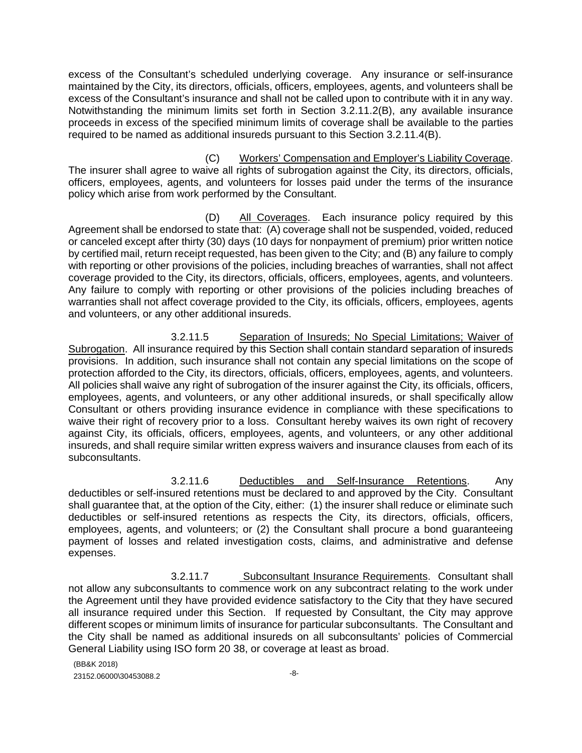excess of the Consultant's scheduled underlying coverage. Any insurance or self-insurance maintained by the City, its directors, officials, officers, employees, agents, and volunteers shall be excess of the Consultant's insurance and shall not be called upon to contribute with it in any way. Notwithstanding the minimum limits set forth in Section 3.2.11.2(B), any available insurance proceeds in excess of the specified minimum limits of coverage shall be available to the parties required to be named as additional insureds pursuant to this Section 3.2.11.4(B).

(C) Workers' Compensation and Employer's Liability Coverage. The insurer shall agree to waive all rights of subrogation against the City, its directors, officials, officers, employees, agents, and volunteers for losses paid under the terms of the insurance policy which arise from work performed by the Consultant.

(D) All Coverages. Each insurance policy required by this Agreement shall be endorsed to state that: (A) coverage shall not be suspended, voided, reduced or canceled except after thirty (30) days (10 days for nonpayment of premium) prior written notice by certified mail, return receipt requested, has been given to the City; and (B) any failure to comply with reporting or other provisions of the policies, including breaches of warranties, shall not affect coverage provided to the City, its directors, officials, officers, employees, agents, and volunteers. Any failure to comply with reporting or other provisions of the policies including breaches of warranties shall not affect coverage provided to the City, its officials, officers, employees, agents and volunteers, or any other additional insureds.

3.2.11.5 Separation of Insureds; No Special Limitations; Waiver of Subrogation. All insurance required by this Section shall contain standard separation of insureds provisions. In addition, such insurance shall not contain any special limitations on the scope of protection afforded to the City, its directors, officials, officers, employees, agents, and volunteers. All policies shall waive any right of subrogation of the insurer against the City, its officials, officers, employees, agents, and volunteers, or any other additional insureds, or shall specifically allow Consultant or others providing insurance evidence in compliance with these specifications to waive their right of recovery prior to a loss. Consultant hereby waives its own right of recovery against City, its officials, officers, employees, agents, and volunteers, or any other additional insureds, and shall require similar written express waivers and insurance clauses from each of its subconsultants.

3.2.11.6 Deductibles and Self-Insurance Retentions. Any deductibles or self-insured retentions must be declared to and approved by the City. Consultant shall guarantee that, at the option of the City, either: (1) the insurer shall reduce or eliminate such deductibles or self-insured retentions as respects the City, its directors, officials, officers, employees, agents, and volunteers; or (2) the Consultant shall procure a bond guaranteeing payment of losses and related investigation costs, claims, and administrative and defense expenses.

3.2.11.7 Subconsultant Insurance Requirements. Consultant shall not allow any subconsultants to commence work on any subcontract relating to the work under the Agreement until they have provided evidence satisfactory to the City that they have secured all insurance required under this Section. If requested by Consultant, the City may approve different scopes or minimum limits of insurance for particular subconsultants. The Consultant and the City shall be named as additional insureds on all subconsultants' policies of Commercial General Liability using ISO form 20 38, or coverage at least as broad.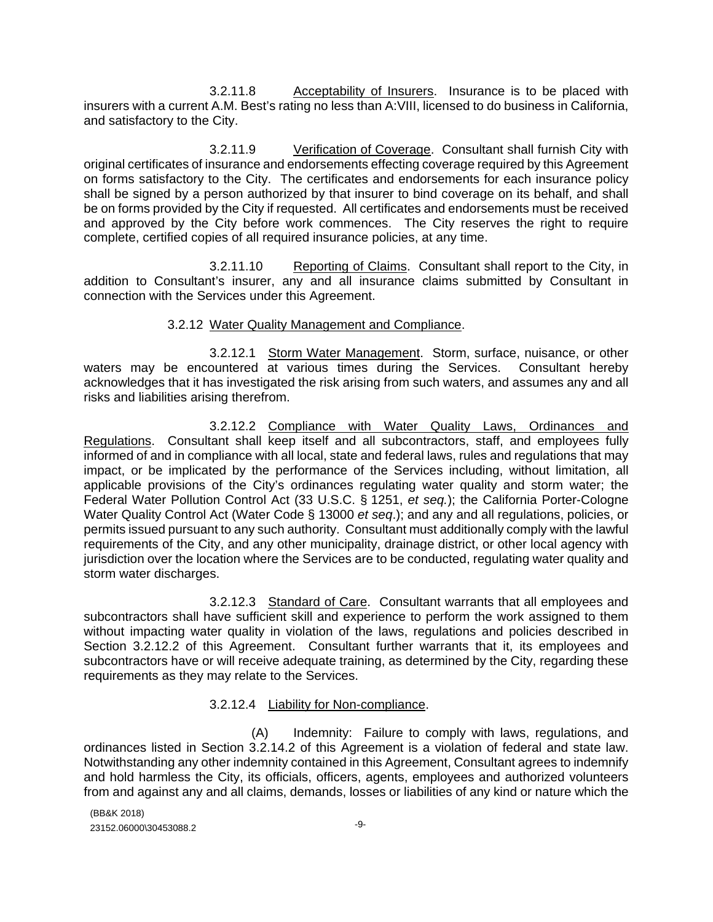3.2.11.8 Acceptability of Insurers. Insurance is to be placed with insurers with a current A.M. Best's rating no less than A:VIII, licensed to do business in California, and satisfactory to the City.

3.2.11.9 Verification of Coverage. Consultant shall furnish City with original certificates of insurance and endorsements effecting coverage required by this Agreement on forms satisfactory to the City. The certificates and endorsements for each insurance policy shall be signed by a person authorized by that insurer to bind coverage on its behalf, and shall be on forms provided by the City if requested. All certificates and endorsements must be received and approved by the City before work commences. The City reserves the right to require complete, certified copies of all required insurance policies, at any time.

3.2.11.10 Reporting of Claims. Consultant shall report to the City, in addition to Consultant's insurer, any and all insurance claims submitted by Consultant in connection with the Services under this Agreement.

3.2.12 Water Quality Management and Compliance.

3.2.12.1 Storm Water Management. Storm, surface, nuisance, or other waters may be encountered at various times during the Services. Consultant hereby acknowledges that it has investigated the risk arising from such waters, and assumes any and all risks and liabilities arising therefrom.

3.2.12.2 Compliance with Water Quality Laws, Ordinances and Regulations. Consultant shall keep itself and all subcontractors, staff, and employees fully informed of and in compliance with all local, state and federal laws, rules and regulations that may impact, or be implicated by the performance of the Services including, without limitation, all applicable provisions of the City's ordinances regulating water quality and storm water; the Federal Water Pollution Control Act (33 U.S.C. § 1251, *et seq.*); the California Porter-Cologne Water Quality Control Act (Water Code § 13000 *et seq*.); and any and all regulations, policies, or permits issued pursuant to any such authority. Consultant must additionally comply with the lawful requirements of the City, and any other municipality, drainage district, or other local agency with jurisdiction over the location where the Services are to be conducted, regulating water quality and storm water discharges.

3.2.12.3 Standard of Care. Consultant warrants that all employees and subcontractors shall have sufficient skill and experience to perform the work assigned to them without impacting water quality in violation of the laws, regulations and policies described in Section 3.2.12.2 of this Agreement. Consultant further warrants that it, its employees and subcontractors have or will receive adequate training, as determined by the City, regarding these requirements as they may relate to the Services.

3.2.12.4 Liability for Non-compliance.

(A) Indemnity: Failure to comply with laws, regulations, and ordinances listed in Section 3.2.14.2 of this Agreement is a violation of federal and state law. Notwithstanding any other indemnity contained in this Agreement, Consultant agrees to indemnify and hold harmless the City, its officials, officers, agents, employees and authorized volunteers from and against any and all claims, demands, losses or liabilities of any kind or nature which the

(BB&K 2018)
23152.06000\30453088.2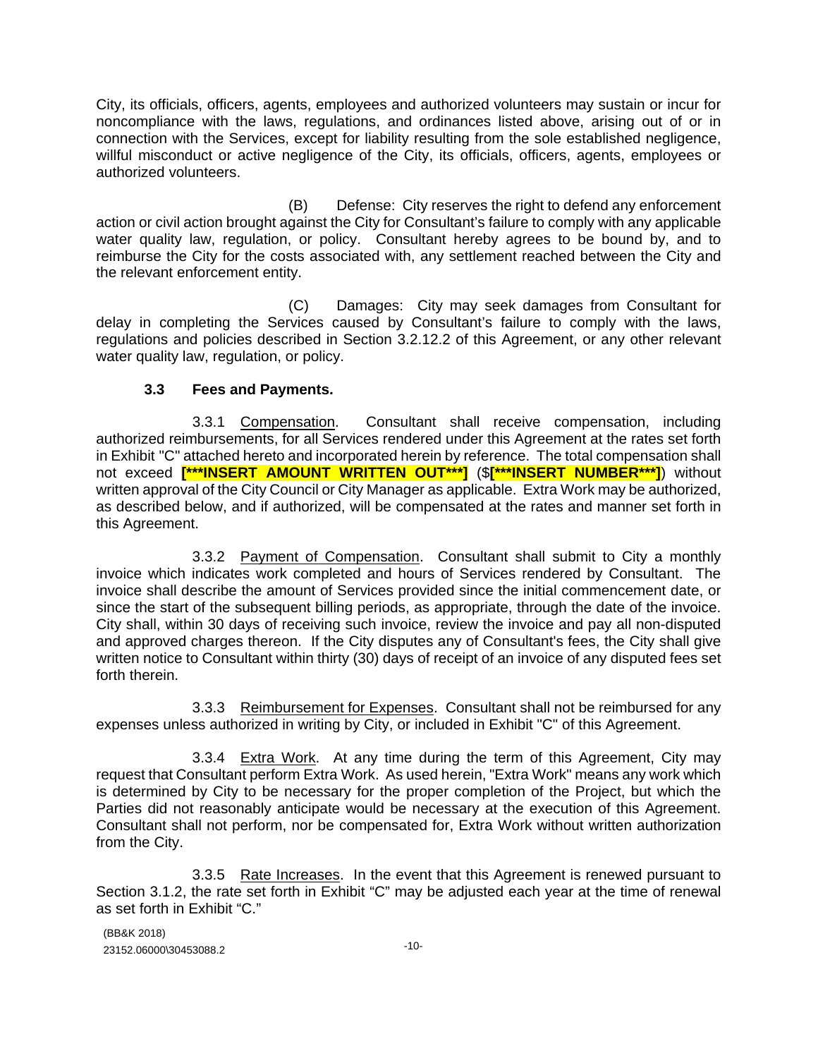City, its officials, officers, agents, employees and authorized volunteers may sustain or incur for noncompliance with the laws, regulations, and ordinances listed above, arising out of or in connection with the Services, except for liability resulting from the sole established negligence, willful misconduct or active negligence of the City, its officials, officers, agents, employees or authorized volunteers.

(B) Defense: City reserves the right to defend any enforcement action or civil action brought against the City for Consultant's failure to comply with any applicable water quality law, regulation, or policy. Consultant hereby agrees to be bound by, and to reimburse the City for the costs associated with, any settlement reached between the City and the relevant enforcement entity.

(C) Damages: City may seek damages from Consultant for delay in completing the Services caused by Consultant's failure to comply with the laws, regulations and policies described in Section 3.2.12.2 of this Agreement, or any other relevant water quality law, regulation, or policy.

### 3.3 Fees and Payments.

3.3.1 Compensation. Consultant shall receive compensation, including authorized reimbursements, for all Services rendered under this Agreement at the rates set forth in Exhibit "C" attached hereto and incorporated herein by reference. The total compensation shall not exceed **[***INSERT AMOUNT WRITTEN OUT***]** ($**[***INSERT NUMBER***]**) without written approval of the City Council or City Manager as applicable. Extra Work may be authorized, as described below, and if authorized, will be compensated at the rates and manner set forth in this Agreement.

3.3.2 Payment of Compensation. Consultant shall submit to City a monthly invoice which indicates work completed and hours of Services rendered by Consultant. The invoice shall describe the amount of Services provided since the initial commencement date, or since the start of the subsequent billing periods, as appropriate, through the date of the invoice. City shall, within 30 days of receiving such invoice, review the invoice and pay all non-disputed and approved charges thereon. If the City disputes any of Consultant's fees, the City shall give written notice to Consultant within thirty (30) days of receipt of an invoice of any disputed fees set forth therein.

3.3.3 Reimbursement for Expenses. Consultant shall not be reimbursed for any expenses unless authorized in writing by City, or included in Exhibit "C" of this Agreement.

3.3.4 Extra Work. At any time during the term of this Agreement, City may request that Consultant perform Extra Work. As used herein, "Extra Work" means any work which is determined by City to be necessary for the proper completion of the Project, but which the Parties did not reasonably anticipate would be necessary at the execution of this Agreement. Consultant shall not perform, nor be compensated for, Extra Work without written authorization from the City.

3.3.5 Rate Increases. In the event that this Agreement is renewed pursuant to Section 3.1.2, the rate set forth in Exhibit "C" may be adjusted each year at the time of renewal as set forth in Exhibit "C."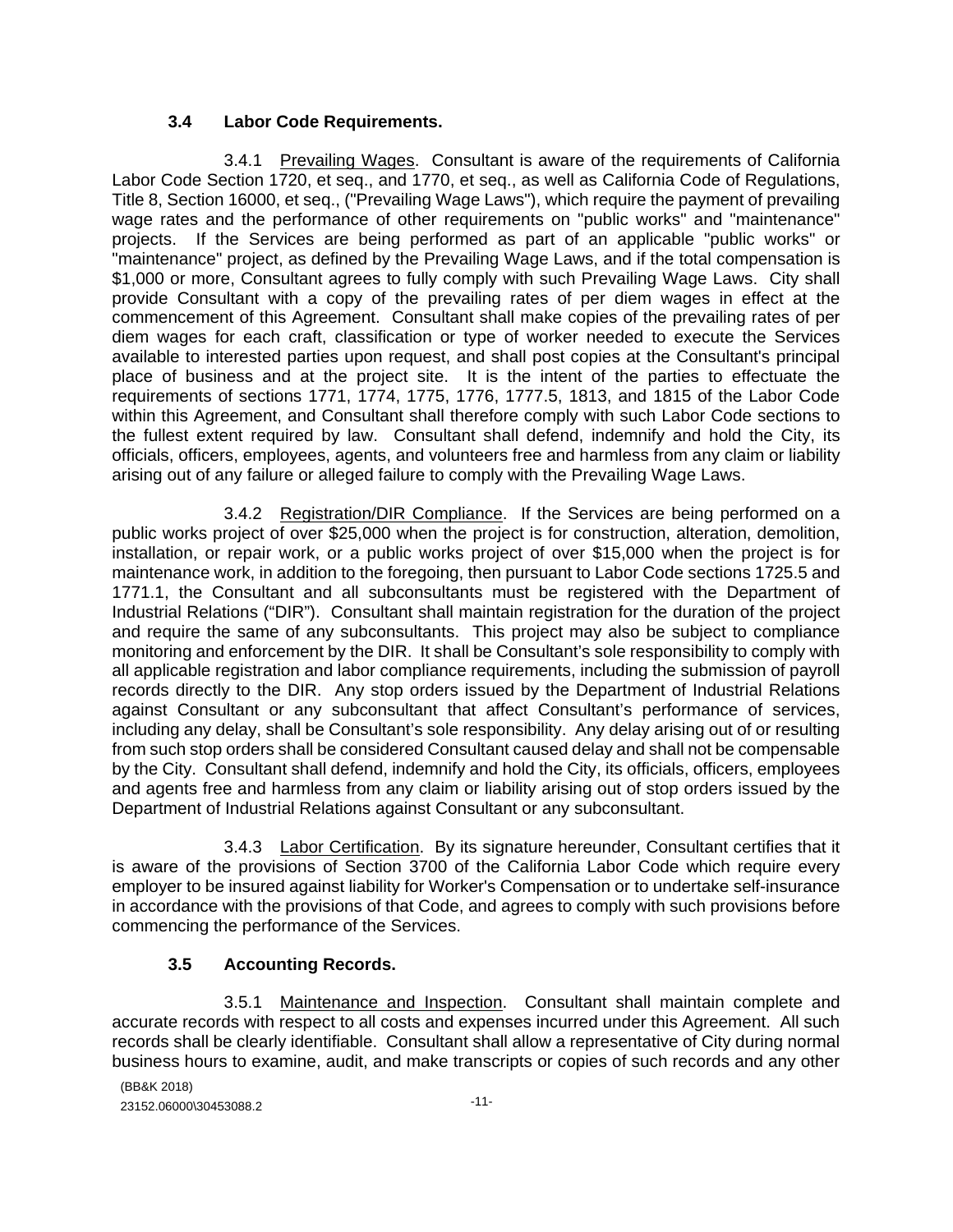### 3.4 Labor Code Requirements.

3.4.1 Prevailing Wages. Consultant is aware of the requirements of California Labor Code Section 1720, et seq., and 1770, et seq., as well as California Code of Regulations, Title 8, Section 16000, et seq., ("Prevailing Wage Laws"), which require the payment of prevailing wage rates and the performance of other requirements on "public works" and "maintenance" projects. If the Services are being performed as part of an applicable "public works" or "maintenance" project, as defined by the Prevailing Wage Laws, and if the total compensation is $1,000 or more, Consultant agrees to fully comply with such Prevailing Wage Laws. City shall provide Consultant with a copy of the prevailing rates of per diem wages in effect at the commencement of this Agreement. Consultant shall make copies of the prevailing rates of per diem wages for each craft, classification or type of worker needed to execute the Services available to interested parties upon request, and shall post copies at the Consultant's principal place of business and at the project site. It is the intent of the parties to effectuate the requirements of sections 1771, 1774, 1775, 1776, 1777.5, 1813, and 1815 of the Labor Code within this Agreement, and Consultant shall therefore comply with such Labor Code sections to the fullest extent required by law. Consultant shall defend, indemnify and hold the City, its officials, officers, employees, agents, and volunteers free and harmless from any claim or liability arising out of any failure or alleged failure to comply with the Prevailing Wage Laws.

3.4.2 Registration/DIR Compliance. If the Services are being performed on a public works project of over $25,000 when the project is for construction, alteration, demolition, installation, or repair work, or a public works project of over $15,000 when the project is for maintenance work, in addition to the foregoing, then pursuant to Labor Code sections 1725.5 and 1771.1, the Consultant and all subconsultants must be registered with the Department of Industrial Relations ("DIR"). Consultant shall maintain registration for the duration of the project and require the same of any subconsultants. This project may also be subject to compliance monitoring and enforcement by the DIR. It shall be Consultant's sole responsibility to comply with all applicable registration and labor compliance requirements, including the submission of payroll records directly to the DIR. Any stop orders issued by the Department of Industrial Relations against Consultant or any subconsultant that affect Consultant's performance of services, including any delay, shall be Consultant's sole responsibility. Any delay arising out of or resulting from such stop orders shall be considered Consultant caused delay and shall not be compensable by the City. Consultant shall defend, indemnify and hold the City, its officials, officers, employees and agents free and harmless from any claim or liability arising out of stop orders issued by the Department of Industrial Relations against Consultant or any subconsultant.

3.4.3 Labor Certification. By its signature hereunder, Consultant certifies that it is aware of the provisions of Section 3700 of the California Labor Code which require every employer to be insured against liability for Worker's Compensation or to undertake self-insurance in accordance with the provisions of that Code, and agrees to comply with such provisions before commencing the performance of the Services.

### 3.5 Accounting Records.

3.5.1 Maintenance and Inspection. Consultant shall maintain complete and accurate records with respect to all costs and expenses incurred under this Agreement. All such records shall be clearly identifiable. Consultant shall allow a representative of City during normal business hours to examine, audit, and make transcripts or copies of such records and any other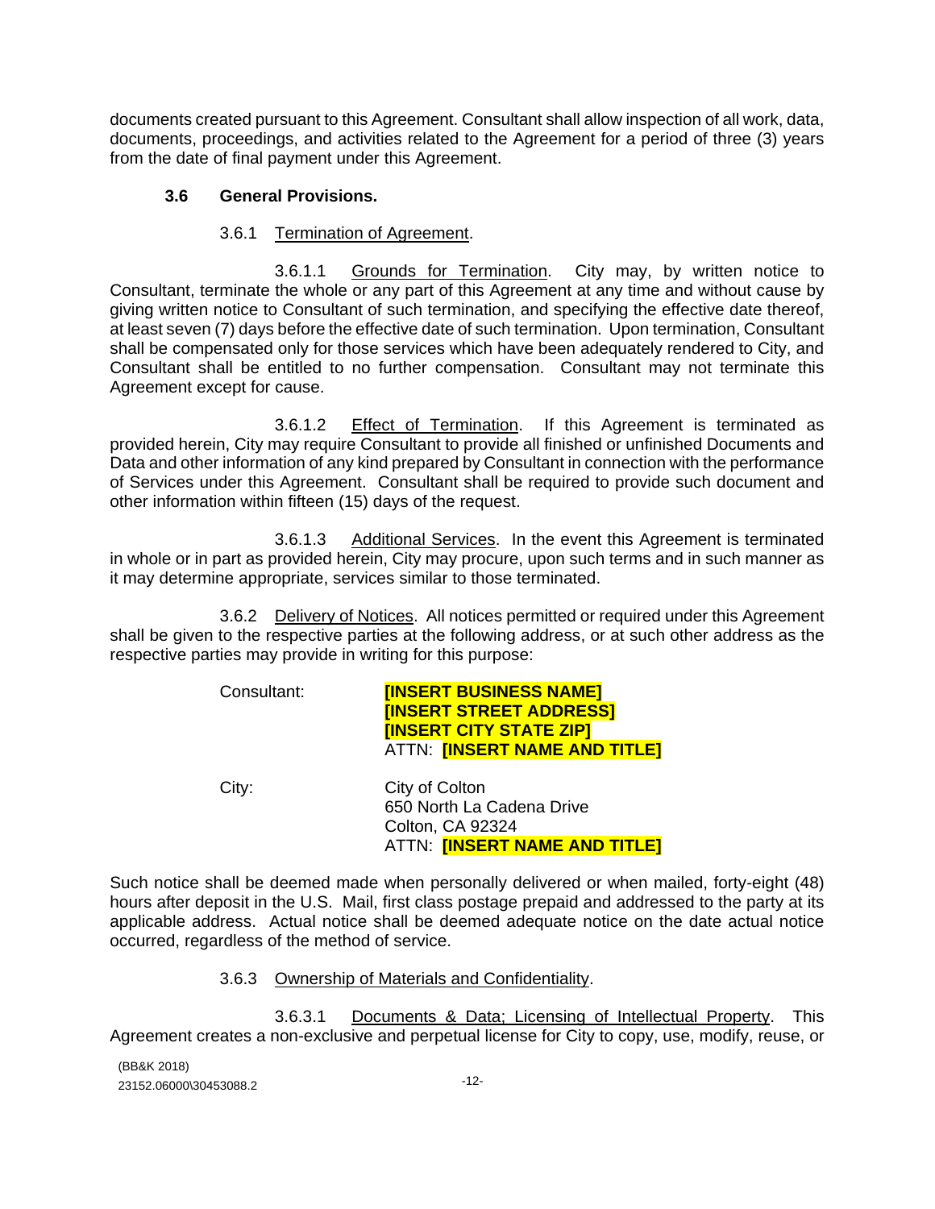documents created pursuant to this Agreement. Consultant shall allow inspection of all work, data, documents, proceedings, and activities related to the Agreement for a period of three (3) years from the date of final payment under this Agreement.

### 3.6 General Provisions.

3.6.1 Termination of Agreement.

3.6.1.1 Grounds for Termination. City may, by written notice to Consultant, terminate the whole or any part of this Agreement at any time and without cause by giving written notice to Consultant of such termination, and specifying the effective date thereof, at least seven (7) days before the effective date of such termination. Upon termination, Consultant shall be compensated only for those services which have been adequately rendered to City, and Consultant shall be entitled to no further compensation. Consultant may not terminate this Agreement except for cause.

3.6.1.2 Effect of Termination. If this Agreement is terminated as provided herein, City may require Consultant to provide all finished or unfinished Documents and Data and other information of any kind prepared by Consultant in connection with the performance of Services under this Agreement. Consultant shall be required to provide such document and other information within fifteen (15) days of the request.

3.6.1.3 Additional Services. In the event this Agreement is terminated in whole or in part as provided herein, City may procure, upon such terms and in such manner as it may determine appropriate, services similar to those terminated.

3.6.2 Delivery of Notices. All notices permitted or required under this Agreement shall be given to the respective parties at the following address, or at such other address as the respective parties may provide in writing for this purpose:

Consultant:
**[INSERT BUSINESS NAME]**
**[INSERT STREET ADDRESS]**
**[INSERT CITY STATE ZIP]**
ATTN: **[INSERT NAME AND TITLE]**

City:
City of Colton
650 North La Cadena Drive
Colton, CA 92324
ATTN: **[INSERT NAME AND TITLE]**

Such notice shall be deemed made when personally delivered or when mailed, forty-eight (48) hours after deposit in the U.S. Mail, first class postage prepaid and addressed to the party at its applicable address. Actual notice shall be deemed adequate notice on the date actual notice occurred, regardless of the method of service.

3.6.3 Ownership of Materials and Confidentiality.

3.6.3.1 Documents & Data; Licensing of Intellectual Property. This Agreement creates a non-exclusive and perpetual license for City to copy, use, modify, reuse, or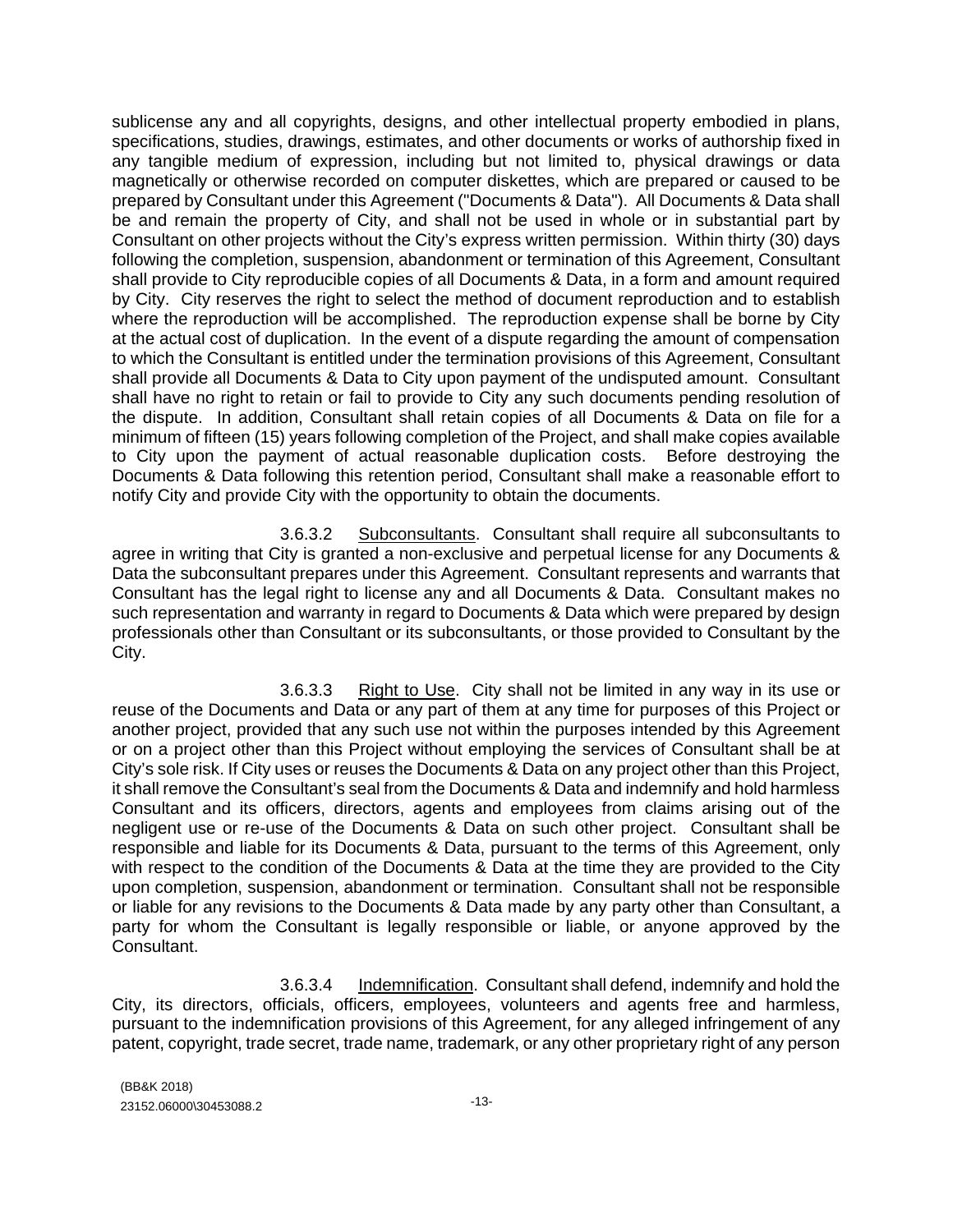sublicense any and all copyrights, designs, and other intellectual property embodied in plans, specifications, studies, drawings, estimates, and other documents or works of authorship fixed in any tangible medium of expression, including but not limited to, physical drawings or data magnetically or otherwise recorded on computer diskettes, which are prepared or caused to be prepared by Consultant under this Agreement ("Documents & Data"). All Documents & Data shall be and remain the property of City, and shall not be used in whole or in substantial part by Consultant on other projects without the City's express written permission. Within thirty (30) days following the completion, suspension, abandonment or termination of this Agreement, Consultant shall provide to City reproducible copies of all Documents & Data, in a form and amount required by City. City reserves the right to select the method of document reproduction and to establish where the reproduction will be accomplished. The reproduction expense shall be borne by City at the actual cost of duplication. In the event of a dispute regarding the amount of compensation to which the Consultant is entitled under the termination provisions of this Agreement, Consultant shall provide all Documents & Data to City upon payment of the undisputed amount. Consultant shall have no right to retain or fail to provide to City any such documents pending resolution of the dispute. In addition, Consultant shall retain copies of all Documents & Data on file for a minimum of fifteen (15) years following completion of the Project, and shall make copies available to City upon the payment of actual reasonable duplication costs. Before destroying the Documents & Data following this retention period, Consultant shall make a reasonable effort to notify City and provide City with the opportunity to obtain the documents.

3.6.3.2 Subconsultants. Consultant shall require all subconsultants to agree in writing that City is granted a non-exclusive and perpetual license for any Documents & Data the subconsultant prepares under this Agreement. Consultant represents and warrants that Consultant has the legal right to license any and all Documents & Data. Consultant makes no such representation and warranty in regard to Documents & Data which were prepared by design professionals other than Consultant or its subconsultants, or those provided to Consultant by the City.

3.6.3.3 Right to Use. City shall not be limited in any way in its use or reuse of the Documents and Data or any part of them at any time for purposes of this Project or another project, provided that any such use not within the purposes intended by this Agreement or on a project other than this Project without employing the services of Consultant shall be at City's sole risk. If City uses or reuses the Documents & Data on any project other than this Project, it shall remove the Consultant's seal from the Documents & Data and indemnify and hold harmless Consultant and its officers, directors, agents and employees from claims arising out of the negligent use or re-use of the Documents & Data on such other project. Consultant shall be responsible and liable for its Documents & Data, pursuant to the terms of this Agreement, only with respect to the condition of the Documents & Data at the time they are provided to the City upon completion, suspension, abandonment or termination. Consultant shall not be responsible or liable for any revisions to the Documents & Data made by any party other than Consultant, a party for whom the Consultant is legally responsible or liable, or anyone approved by the Consultant.

3.6.3.4 Indemnification. Consultant shall defend, indemnify and hold the City, its directors, officials, officers, employees, volunteers and agents free and harmless, pursuant to the indemnification provisions of this Agreement, for any alleged infringement of any patent, copyright, trade secret, trade name, trademark, or any other proprietary right of any person

(BB&K 2018)
23152.06000\30453088.2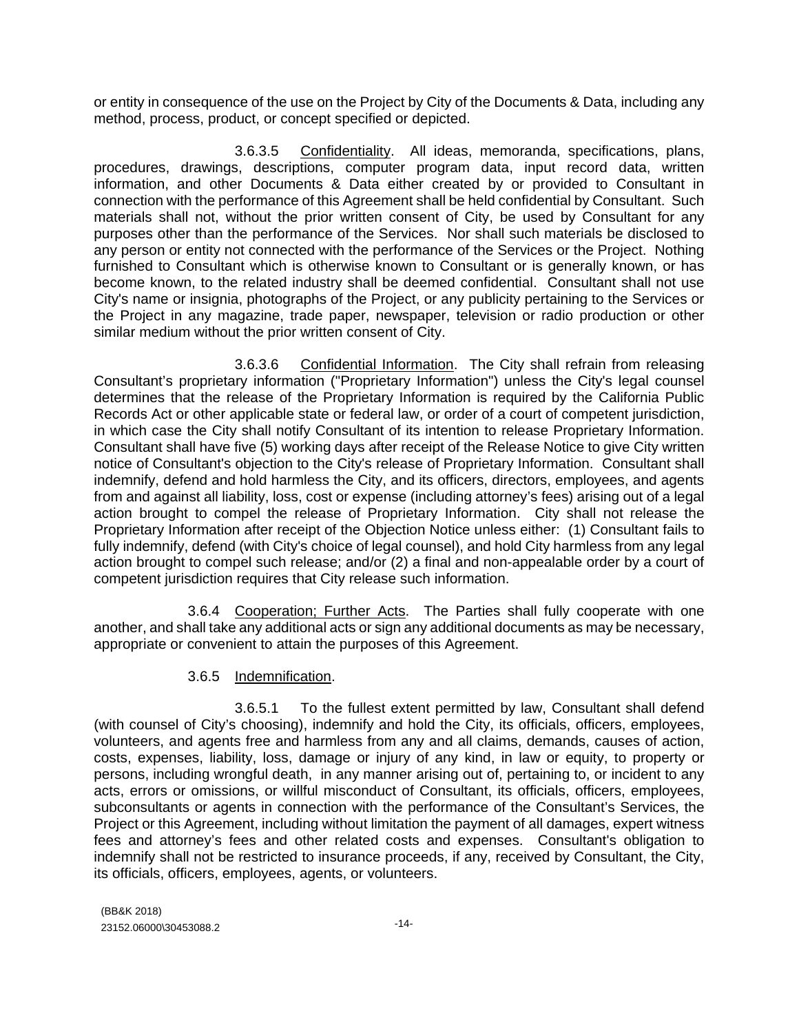or entity in consequence of the use on the Project by City of the Documents & Data, including any method, process, product, or concept specified or depicted.

3.6.3.5 Confidentiality. All ideas, memoranda, specifications, plans, procedures, drawings, descriptions, computer program data, input record data, written information, and other Documents & Data either created by or provided to Consultant in connection with the performance of this Agreement shall be held confidential by Consultant. Such materials shall not, without the prior written consent of City, be used by Consultant for any purposes other than the performance of the Services. Nor shall such materials be disclosed to any person or entity not connected with the performance of the Services or the Project. Nothing furnished to Consultant which is otherwise known to Consultant or is generally known, or has become known, to the related industry shall be deemed confidential. Consultant shall not use City's name or insignia, photographs of the Project, or any publicity pertaining to the Services or the Project in any magazine, trade paper, newspaper, television or radio production or other similar medium without the prior written consent of City.

3.6.3.6 Confidential Information. The City shall refrain from releasing Consultant's proprietary information ("Proprietary Information") unless the City's legal counsel determines that the release of the Proprietary Information is required by the California Public Records Act or other applicable state or federal law, or order of a court of competent jurisdiction, in which case the City shall notify Consultant of its intention to release Proprietary Information. Consultant shall have five (5) working days after receipt of the Release Notice to give City written notice of Consultant's objection to the City's release of Proprietary Information. Consultant shall indemnify, defend and hold harmless the City, and its officers, directors, employees, and agents from and against all liability, loss, cost or expense (including attorney's fees) arising out of a legal action brought to compel the release of Proprietary Information. City shall not release the Proprietary Information after receipt of the Objection Notice unless either: (1) Consultant fails to fully indemnify, defend (with City's choice of legal counsel), and hold City harmless from any legal action brought to compel such release; and/or (2) a final and non-appealable order by a court of competent jurisdiction requires that City release such information.

3.6.4 Cooperation; Further Acts. The Parties shall fully cooperate with one another, and shall take any additional acts or sign any additional documents as may be necessary, appropriate or convenient to attain the purposes of this Agreement.

3.6.5 Indemnification.

3.6.5.1 To the fullest extent permitted by law, Consultant shall defend (with counsel of City's choosing), indemnify and hold the City, its officials, officers, employees, volunteers, and agents free and harmless from any and all claims, demands, causes of action, costs, expenses, liability, loss, damage or injury of any kind, in law or equity, to property or persons, including wrongful death, in any manner arising out of, pertaining to, or incident to any acts, errors or omissions, or willful misconduct of Consultant, its officials, officers, employees, subconsultants or agents in connection with the performance of the Consultant's Services, the Project or this Agreement, including without limitation the payment of all damages, expert witness fees and attorney's fees and other related costs and expenses. Consultant's obligation to indemnify shall not be restricted to insurance proceeds, if any, received by Consultant, the City, its officials, officers, employees, agents, or volunteers.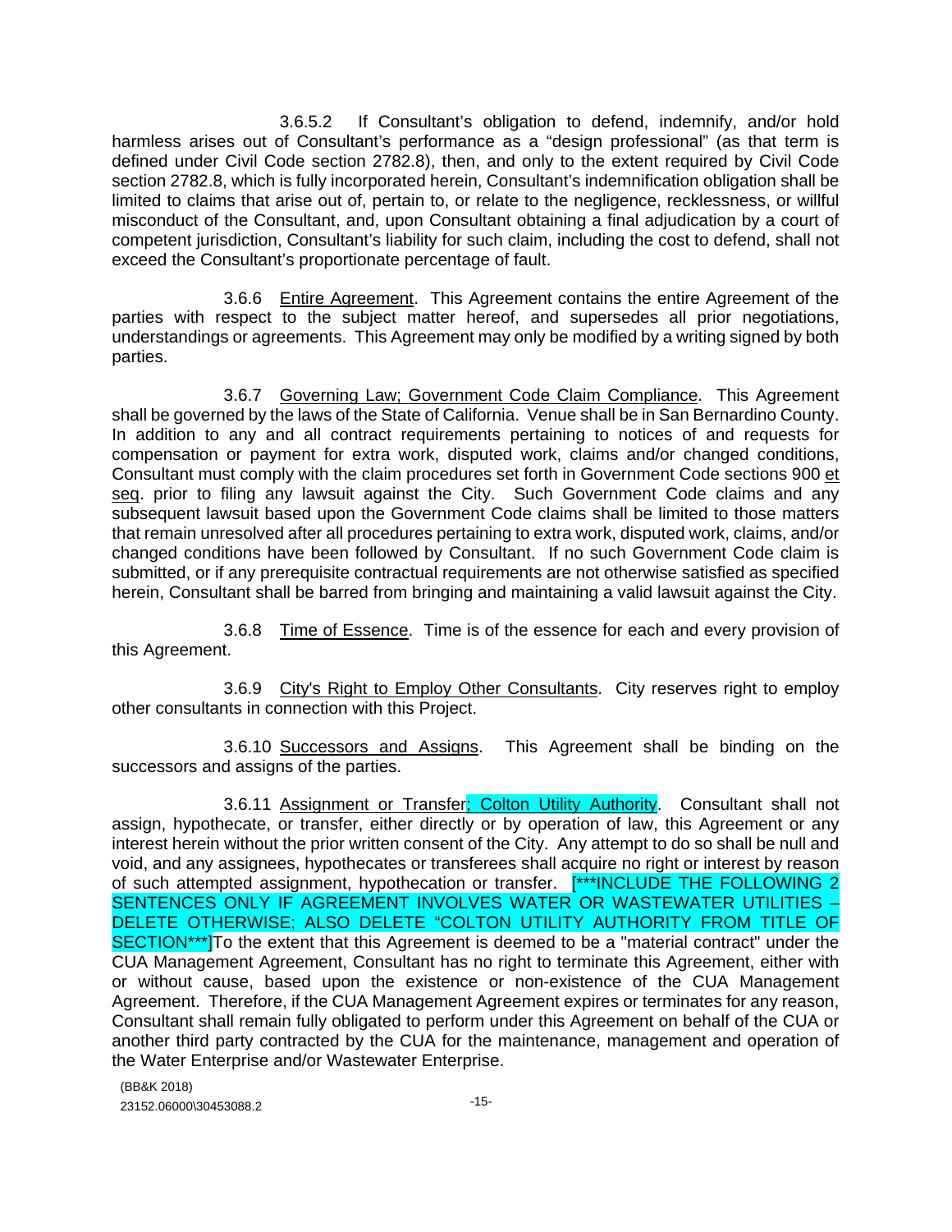3.6.5.2 If Consultant's obligation to defend, indemnify, and/or hold harmless arises out of Consultant's performance as a "design professional" (as that term is defined under Civil Code section 2782.8), then, and only to the extent required by Civil Code section 2782.8, which is fully incorporated herein, Consultant's indemnification obligation shall be limited to claims that arise out of, pertain to, or relate to the negligence, recklessness, or willful misconduct of the Consultant, and, upon Consultant obtaining a final adjudication by a court of competent jurisdiction, Consultant's liability for such claim, including the cost to defend, shall not exceed the Consultant's proportionate percentage of fault.

3.6.6 Entire Agreement. This Agreement contains the entire Agreement of the parties with respect to the subject matter hereof, and supersedes all prior negotiations, understandings or agreements. This Agreement may only be modified by a writing signed by both parties.

3.6.7 Governing Law; Government Code Claim Compliance. This Agreement shall be governed by the laws of the State of California. Venue shall be in San Bernardino County. In addition to any and all contract requirements pertaining to notices of and requests for compensation or payment for extra work, disputed work, claims and/or changed conditions, Consultant must comply with the claim procedures set forth in Government Code sections 900 et seq. prior to filing any lawsuit against the City. Such Government Code claims and any subsequent lawsuit based upon the Government Code claims shall be limited to those matters that remain unresolved after all procedures pertaining to extra work, disputed work, claims, and/or changed conditions have been followed by Consultant. If no such Government Code claim is submitted, or if any prerequisite contractual requirements are not otherwise satisfied as specified herein, Consultant shall be barred from bringing and maintaining a valid lawsuit against the City.

3.6.8 Time of Essence. Time is of the essence for each and every provision of this Agreement.

3.6.9 City's Right to Employ Other Consultants. City reserves right to employ other consultants in connection with this Project.

3.6.10 Successors and Assigns. This Agreement shall be binding on the successors and assigns of the parties.

3.6.11 Assignment or Transfer; Colton Utility Authority. Consultant shall not assign, hypothecate, or transfer, either directly or by operation of law, this Agreement or any interest herein without the prior written consent of the City. Any attempt to do so shall be null and void, and any assignees, hypothecates or transferees shall acquire no right or interest by reason of such attempted assignment, hypothecation or transfer. [***INCLUDE THE FOLLOWING 2 SENTENCES ONLY IF AGREEMENT INVOLVES WATER OR WASTEWATER UTILITIES – DELETE OTHERWISE; ALSO DELETE "COLTON UTILITY AUTHORITY FROM TITLE OF SECTION***]To the extent that this Agreement is deemed to be a "material contract" under the CUA Management Agreement, Consultant has no right to terminate this Agreement, either with or without cause, based upon the existence or non-existence of the CUA Management Agreement. Therefore, if the CUA Management Agreement expires or terminates for any reason, Consultant shall remain fully obligated to perform under this Agreement on behalf of the CUA or another third party contracted by the CUA for the maintenance, management and operation of the Water Enterprise and/or Wastewater Enterprise.

(BB&K 2018)
23152.06000\30453088.2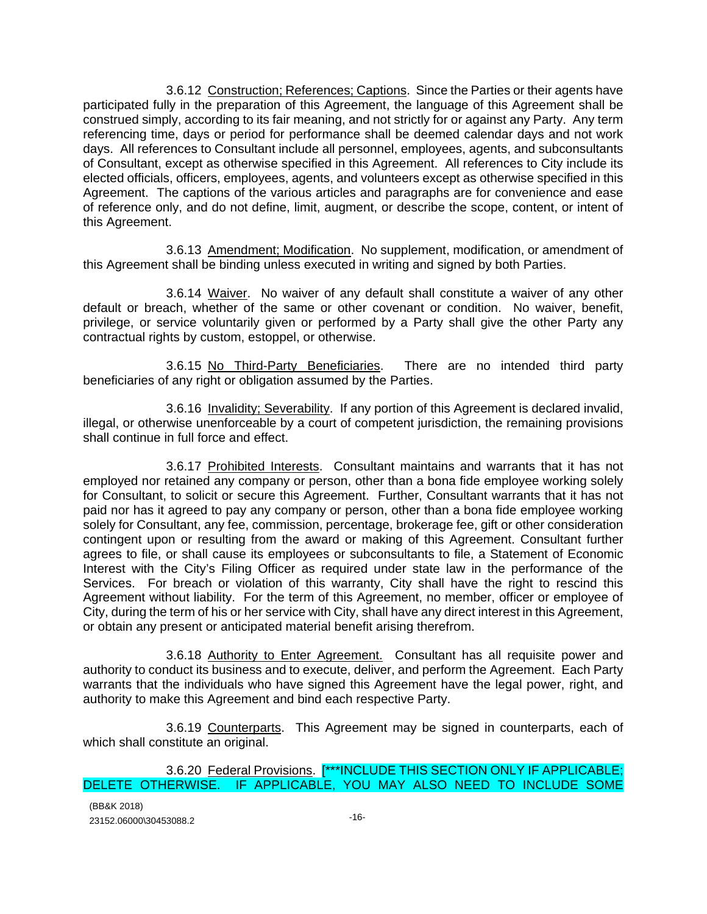3.6.12 Construction; References; Captions. Since the Parties or their agents have participated fully in the preparation of this Agreement, the language of this Agreement shall be construed simply, according to its fair meaning, and not strictly for or against any Party. Any term referencing time, days or period for performance shall be deemed calendar days and not work days. All references to Consultant include all personnel, employees, agents, and subconsultants of Consultant, except as otherwise specified in this Agreement. All references to City include its elected officials, officers, employees, agents, and volunteers except as otherwise specified in this Agreement. The captions of the various articles and paragraphs are for convenience and ease of reference only, and do not define, limit, augment, or describe the scope, content, or intent of this Agreement.

3.6.13 Amendment; Modification. No supplement, modification, or amendment of this Agreement shall be binding unless executed in writing and signed by both Parties.

3.6.14 Waiver. No waiver of any default shall constitute a waiver of any other default or breach, whether of the same or other covenant or condition. No waiver, benefit, privilege, or service voluntarily given or performed by a Party shall give the other Party any contractual rights by custom, estoppel, or otherwise.

3.6.15 No Third-Party Beneficiaries. There are no intended third party beneficiaries of any right or obligation assumed by the Parties.

3.6.16 Invalidity; Severability. If any portion of this Agreement is declared invalid, illegal, or otherwise unenforceable by a court of competent jurisdiction, the remaining provisions shall continue in full force and effect.

3.6.17 Prohibited Interests. Consultant maintains and warrants that it has not employed nor retained any company or person, other than a bona fide employee working solely for Consultant, to solicit or secure this Agreement. Further, Consultant warrants that it has not paid nor has it agreed to pay any company or person, other than a bona fide employee working solely for Consultant, any fee, commission, percentage, brokerage fee, gift or other consideration contingent upon or resulting from the award or making of this Agreement. Consultant further agrees to file, or shall cause its employees or subconsultants to file, a Statement of Economic Interest with the City's Filing Officer as required under state law in the performance of the Services. For breach or violation of this warranty, City shall have the right to rescind this Agreement without liability. For the term of this Agreement, no member, officer or employee of City, during the term of his or her service with City, shall have any direct interest in this Agreement, or obtain any present or anticipated material benefit arising therefrom.

3.6.18 Authority to Enter Agreement. Consultant has all requisite power and authority to conduct its business and to execute, deliver, and perform the Agreement. Each Party warrants that the individuals who have signed this Agreement have the legal power, right, and authority to make this Agreement and bind each respective Party.

3.6.19 Counterparts. This Agreement may be signed in counterparts, each of which shall constitute an original.

3.6.20 Federal Provisions. [***INCLUDE THIS SECTION ONLY IF APPLICABLE; DELETE OTHERWISE. IF APPLICABLE, YOU MAY ALSO NEED TO INCLUDE SOME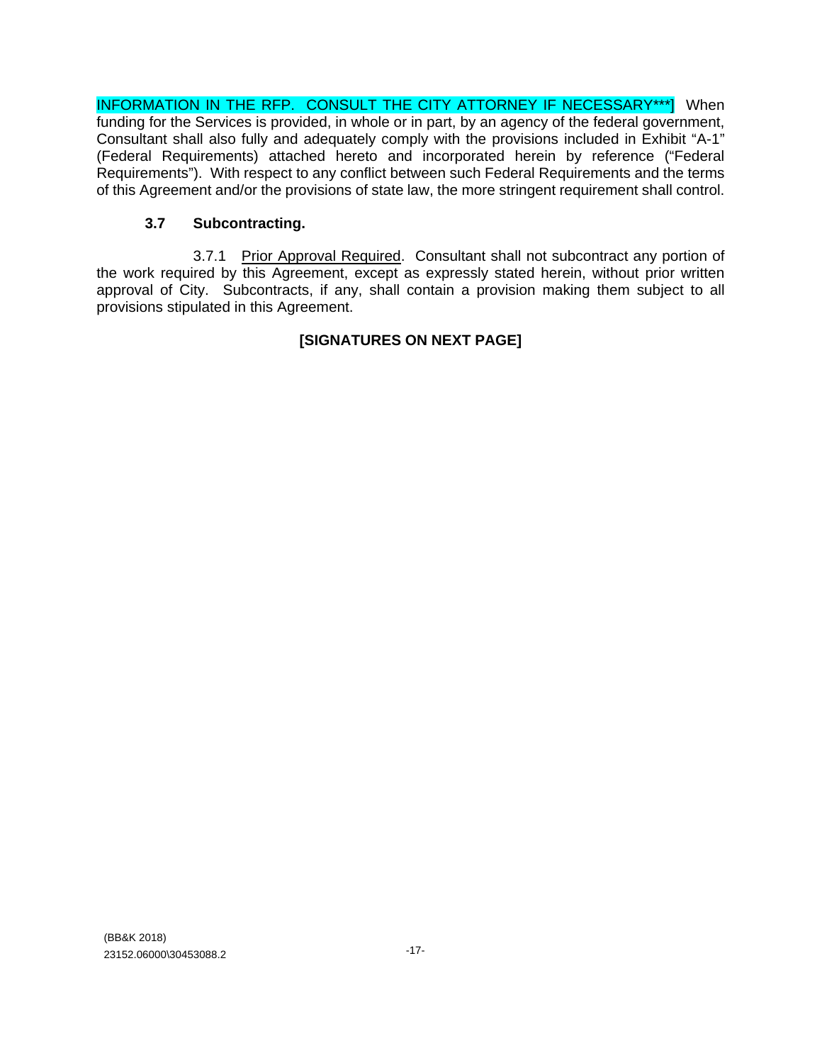INFORMATION IN THE RFP. CONSULT THE CITY ATTORNEY IF NECESSARY***] When funding for the Services is provided, in whole or in part, by an agency of the federal government, Consultant shall also fully and adequately comply with the provisions included in Exhibit "A-1" (Federal Requirements) attached hereto and incorporated herein by reference ("Federal Requirements"). With respect to any conflict between such Federal Requirements and the terms of this Agreement and/or the provisions of state law, the more stringent requirement shall control.

### 3.7 Subcontracting.

3.7.1 Prior Approval Required. Consultant shall not subcontract any portion of the work required by this Agreement, except as expressly stated herein, without prior written approval of City. Subcontracts, if any, shall contain a provision making them subject to all provisions stipulated in this Agreement.

**[SIGNATURES ON NEXT PAGE]**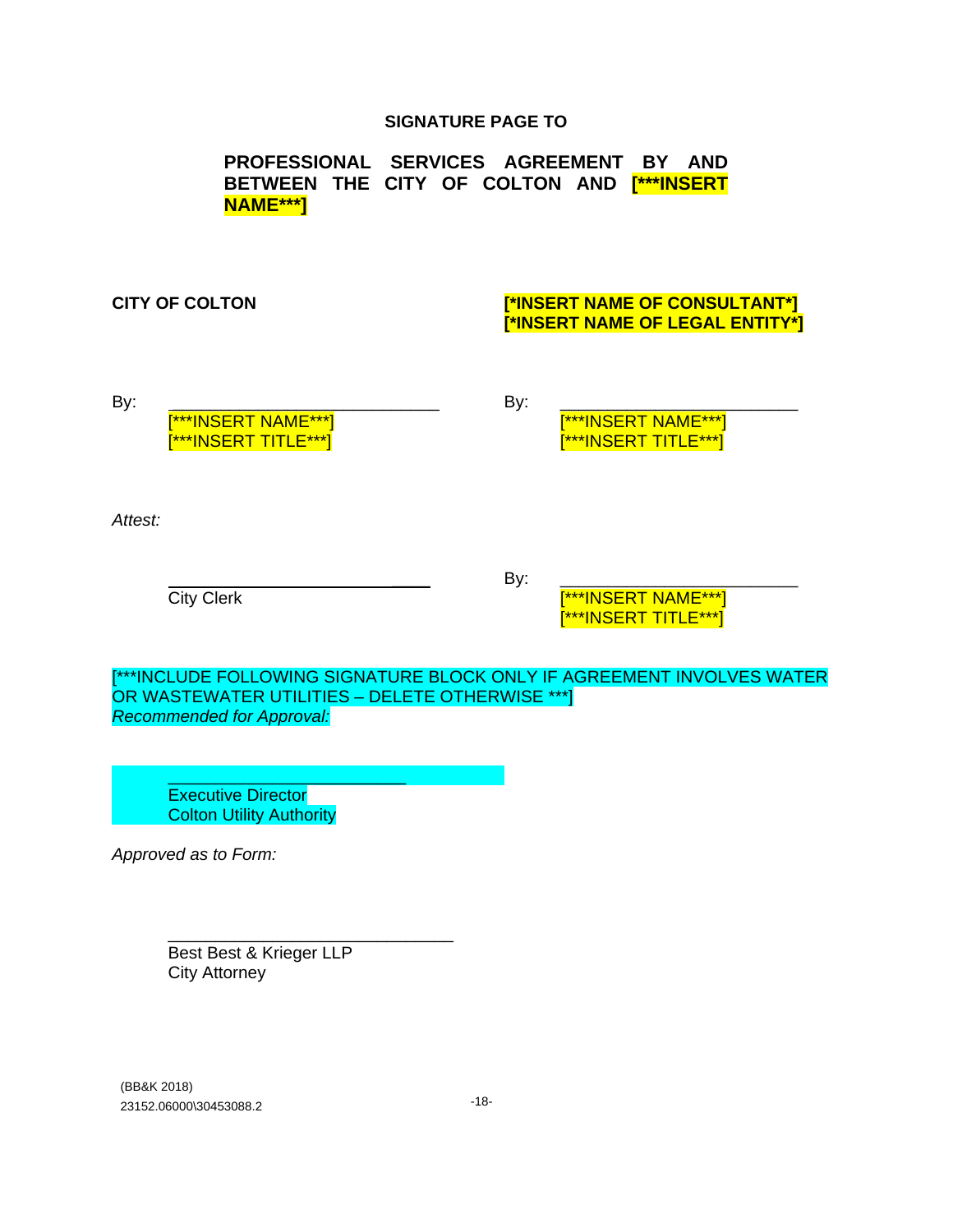**SIGNATURE PAGE TO**

**PROFESSIONAL SERVICES AGREEMENT BY AND BETWEEN THE CITY OF COLTON AND [***INSERT NAME***]**

**CITY OF COLTON**

By: ______________________________
[***INSERT NAME***]
[***INSERT TITLE***]

*Attest:*

______________________________
City Clerk

**[*INSERT NAME OF CONSULTANT*]**
**[*INSERT NAME OF LEGAL ENTITY*]**

By: ______________________________
[***INSERT NAME***]
[***INSERT TITLE***]

By: ______________________________
[***INSERT NAME***]
[***INSERT TITLE***]

[***INCLUDE FOLLOWING SIGNATURE BLOCK ONLY IF AGREEMENT INVOLVES WATER OR WASTEWATER UTILITIES – DELETE OTHERWISE ***]
*Recommended for Approval:*

______________________________
Executive Director
Colton Utility Authority

*Approved as to Form:*

______________________________
Best Best & Krieger LLP
City Attorney

(BB&K 2018)
23152.06000\30453088.2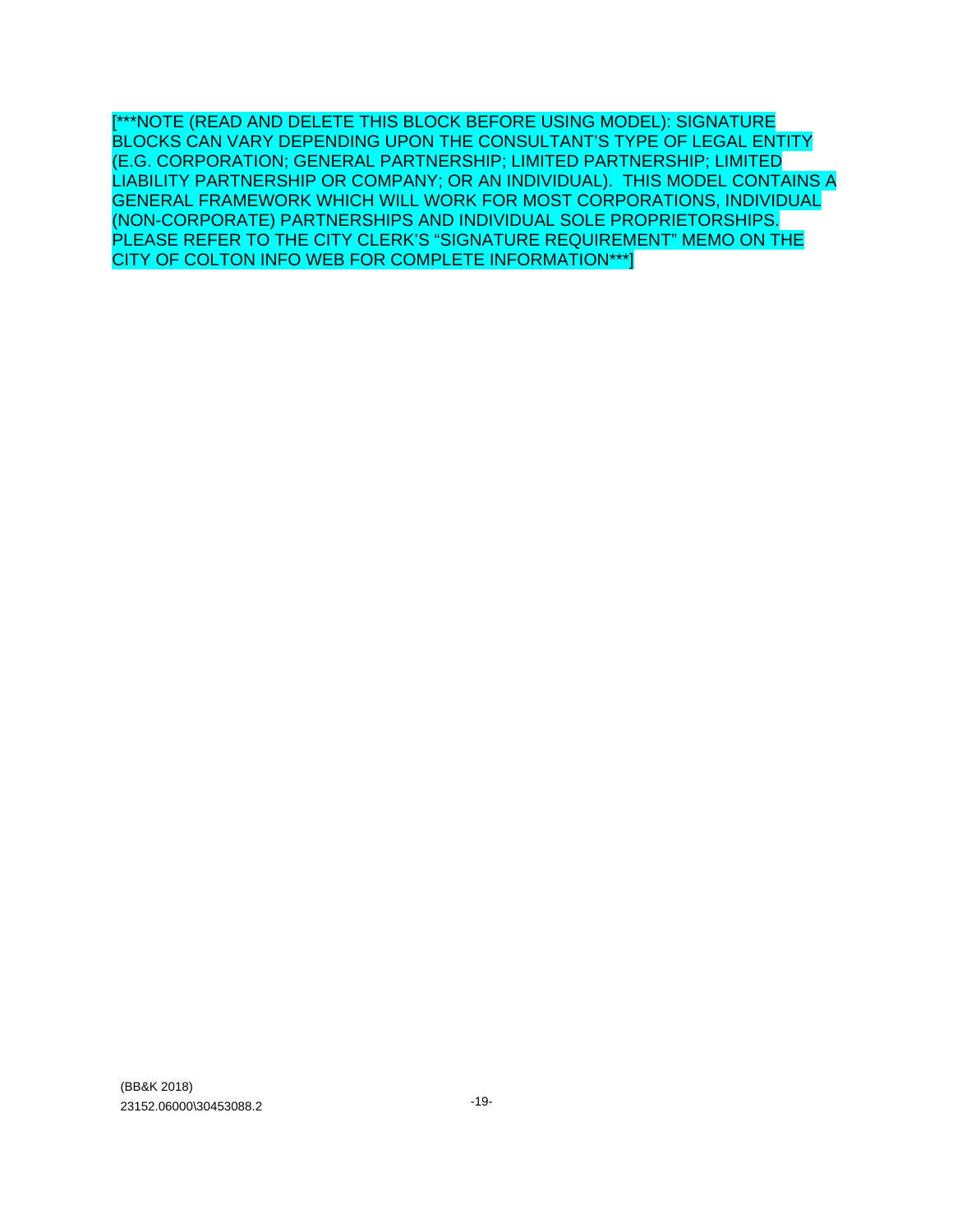[***NOTE (READ AND DELETE THIS BLOCK BEFORE USING MODEL): SIGNATURE BLOCKS CAN VARY DEPENDING UPON THE CONSULTANT'S TYPE OF LEGAL ENTITY (E.G. CORPORATION; GENERAL PARTNERSHIP; LIMITED PARTNERSHIP; LIMITED LIABILITY PARTNERSHIP OR COMPANY; OR AN INDIVIDUAL). THIS MODEL CONTAINS A GENERAL FRAMEWORK WHICH WILL WORK FOR MOST CORPORATIONS, INDIVIDUAL (NON-CORPORATE) PARTNERSHIPS AND INDIVIDUAL SOLE PROPRIETORSHIPS. PLEASE REFER TO THE CITY CLERK'S "SIGNATURE REQUIREMENT" MEMO ON THE CITY OF COLTON INFO WEB FOR COMPLETE INFORMATION***]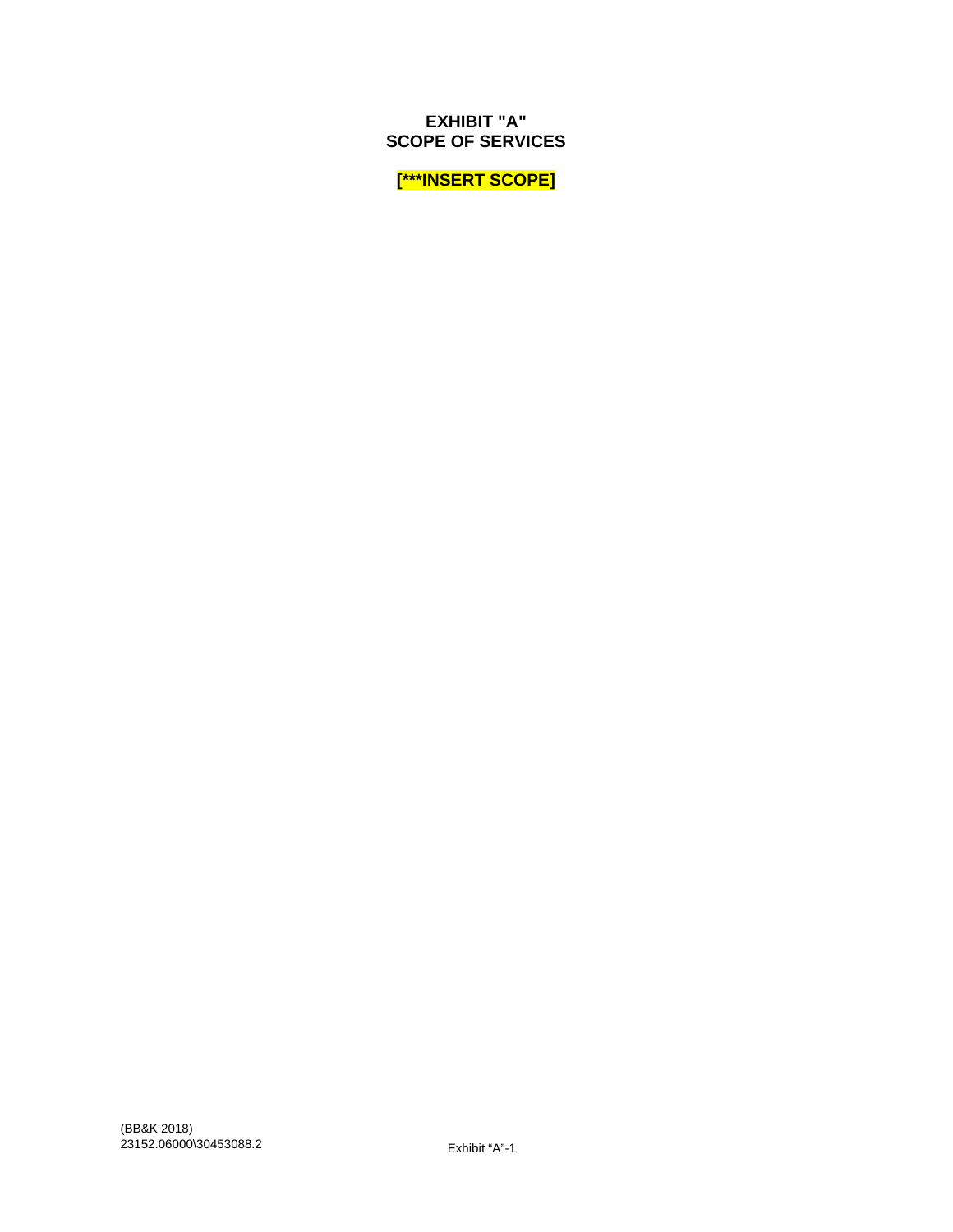# EXHIBIT "A"
# SCOPE OF SERVICES

**[***INSERT SCOPE]**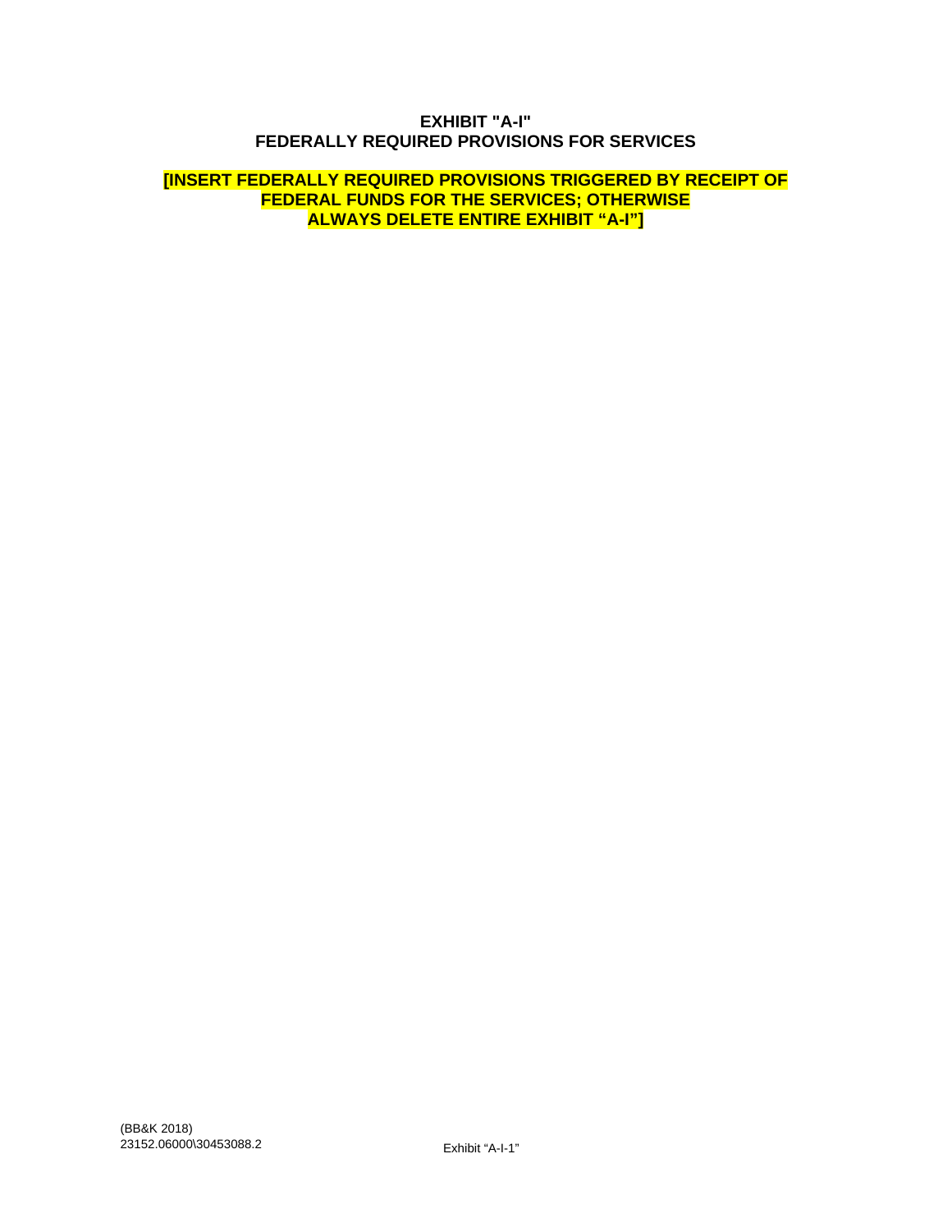# EXHIBIT "A-I"
# FEDERALLY REQUIRED PROVISIONS FOR SERVICES

**[INSERT FEDERALLY REQUIRED PROVISIONS TRIGGERED BY RECEIPT OF FEDERAL FUNDS FOR THE SERVICES; OTHERWISE ALWAYS DELETE ENTIRE EXHIBIT "A-I"]**

(BB&K 2018)
23152.06000\30453088.2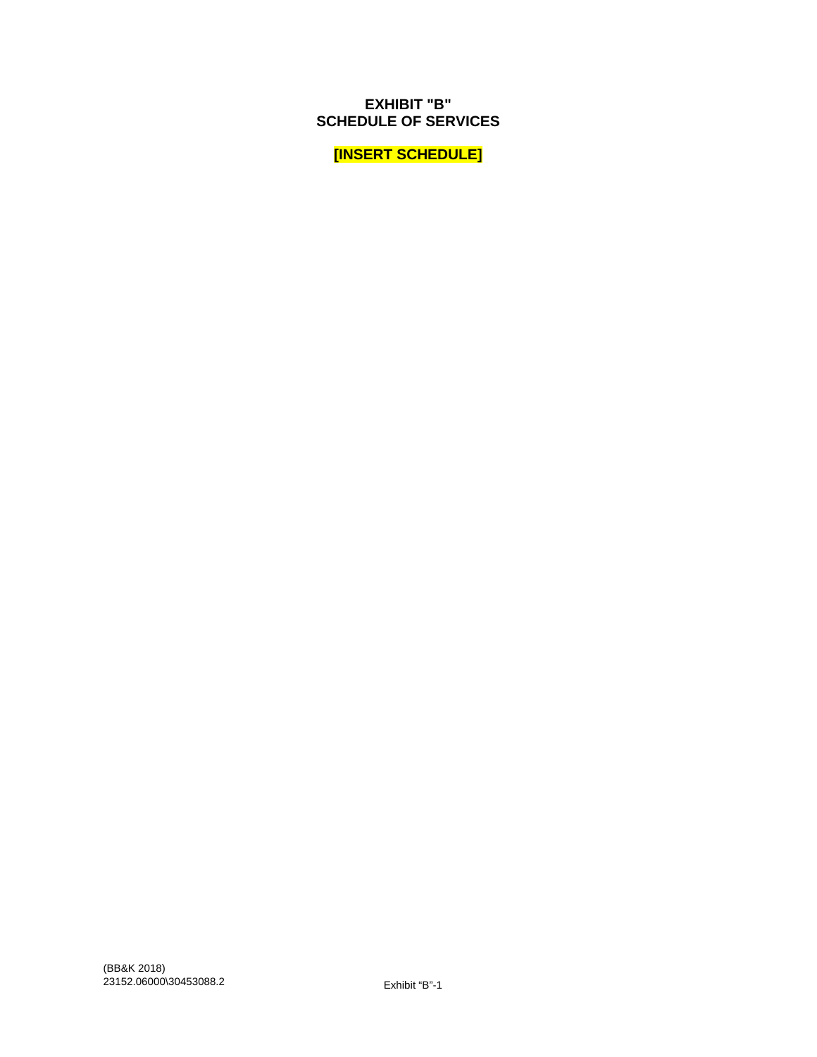# EXHIBIT "B"
# SCHEDULE OF SERVICES

**[INSERT SCHEDULE]**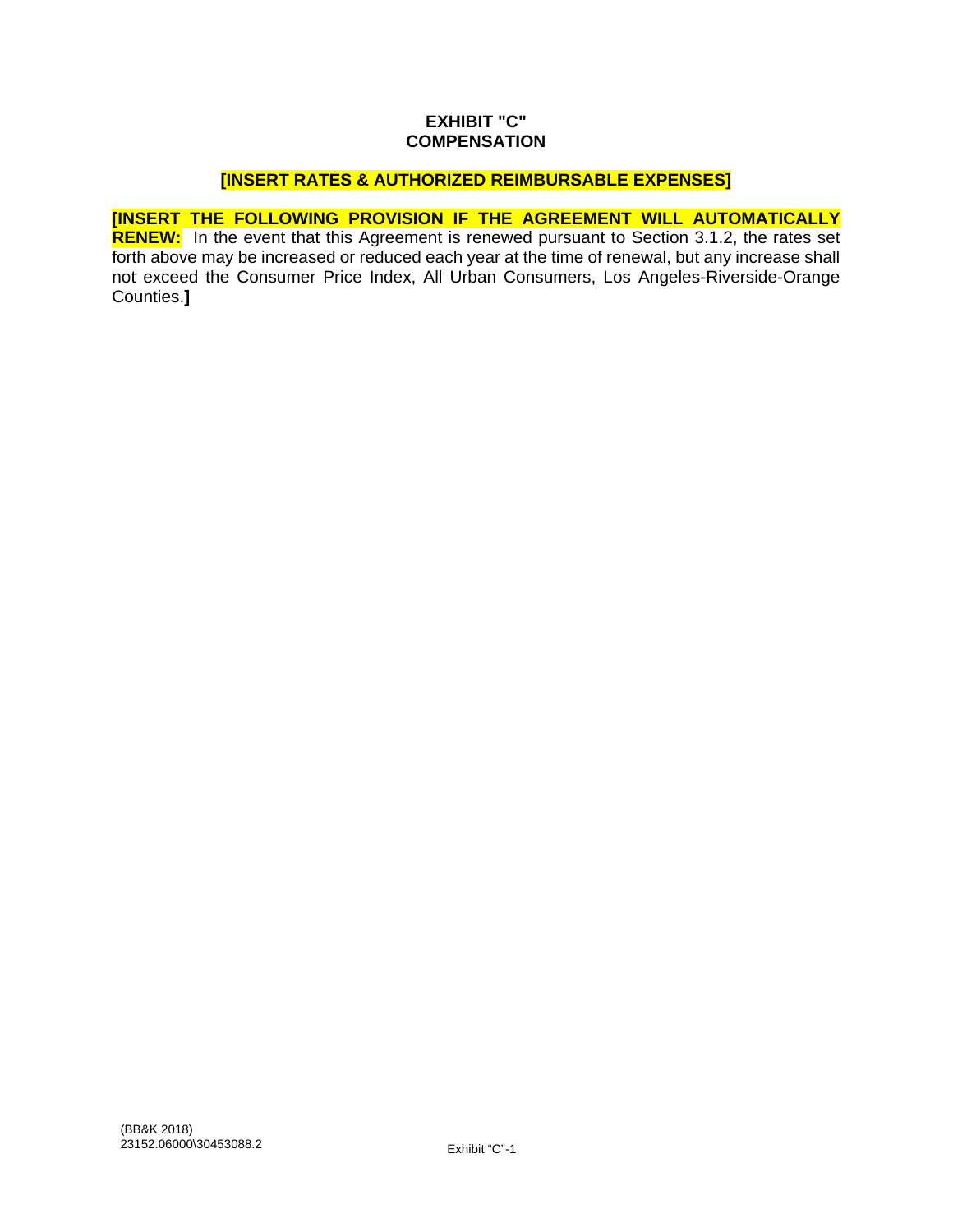# EXHIBIT "C"
# COMPENSATION

**[INSERT RATES & AUTHORIZED REIMBURSABLE EXPENSES]**

**[INSERT THE FOLLOWING PROVISION IF THE AGREEMENT WILL AUTOMATICALLY RENEW:** In the event that this Agreement is renewed pursuant to Section 3.1.2, the rates set forth above may be increased or reduced each year at the time of renewal, but any increase shall not exceed the Consumer Price Index, All Urban Consumers, Los Angeles-Riverside-Orange Counties.**]**

(BB&K 2018)
23152.06000\30453088.2